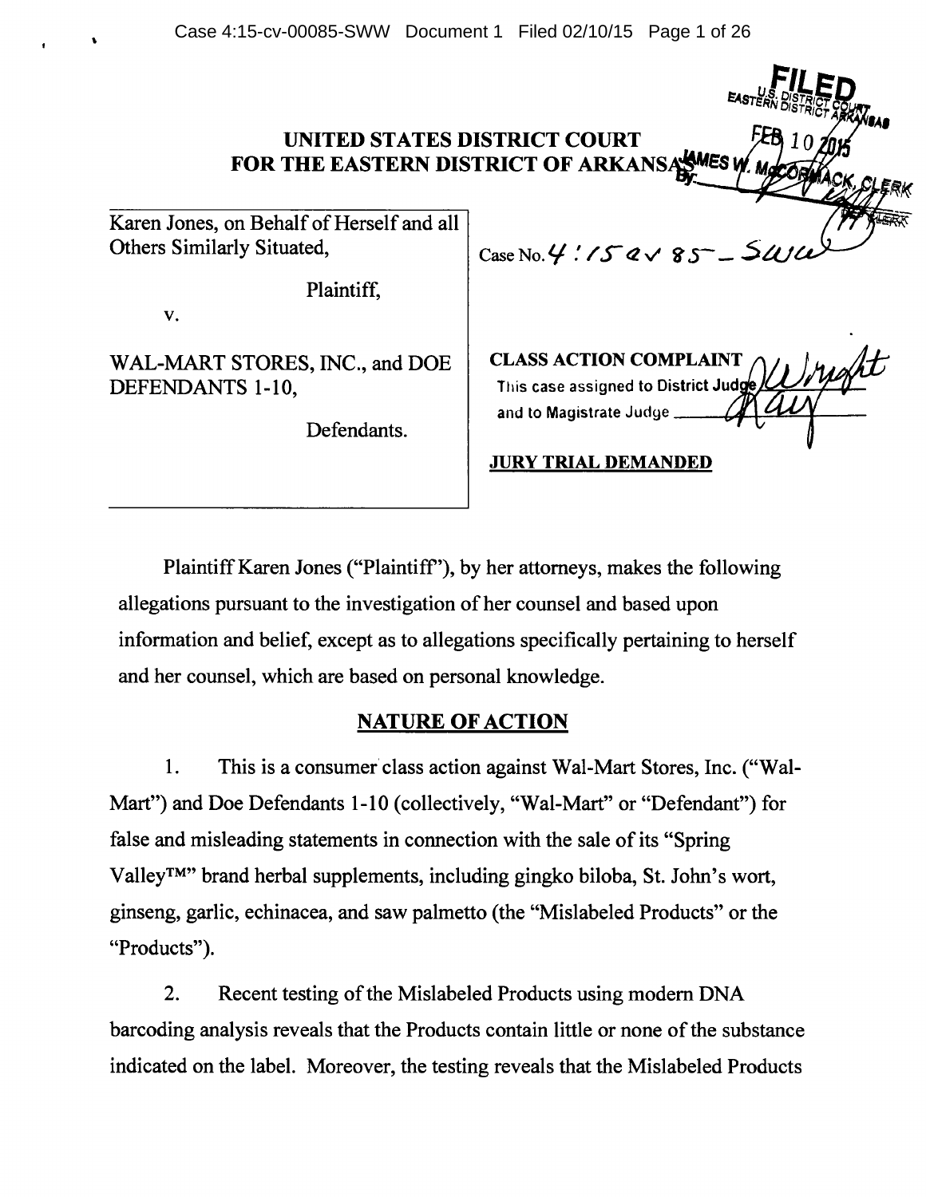# UNITED STATES DISTRICT COURT
# FOR THE EASTERN DISTRICT OF ARKANSAS

FILED
U.S. DISTRICT COURT
EASTERN DISTRICT ARKANSAS
FEB 10 2015
JAMES W. McCORMACK, CLERK
By: ________ DEP CLERK

| | |
|---|---|
| Karen Jones, on Behalf of Herself and all Others Similarly Situated,<br><br>Plaintiff,<br><br>v.<br><br>WAL-MART STORES, INC., and DOE DEFENDANTS 1-10,<br><br>Defendants. | Case No. 4:15cv 85 – SWW<br><br>**CLASS ACTION COMPLAINT**<br>This case assigned to District Judge Wright<br>and to Magistrate Judge Ray<br><br>**JURY TRIAL DEMANDED** |

Plaintiff Karen Jones ("Plaintiff"), by her attorneys, makes the following allegations pursuant to the investigation of her counsel and based upon information and belief, except as to allegations specifically pertaining to herself and her counsel, which are based on personal knowledge.

## NATURE OF ACTION

1. This is a consumer class action against Wal-Mart Stores, Inc. ("Wal-Mart") and Doe Defendants 1-10 (collectively, "Wal-Mart" or "Defendant") for false and misleading statements in connection with the sale of its "Spring Valley™" brand herbal supplements, including gingko biloba, St. John's wort, ginseng, garlic, echinacea, and saw palmetto (the "Mislabeled Products" or the "Products").

2. Recent testing of the Mislabeled Products using modern DNA barcoding analysis reveals that the Products contain little or none of the substance indicated on the label. Moreover, the testing reveals that the Mislabeled Products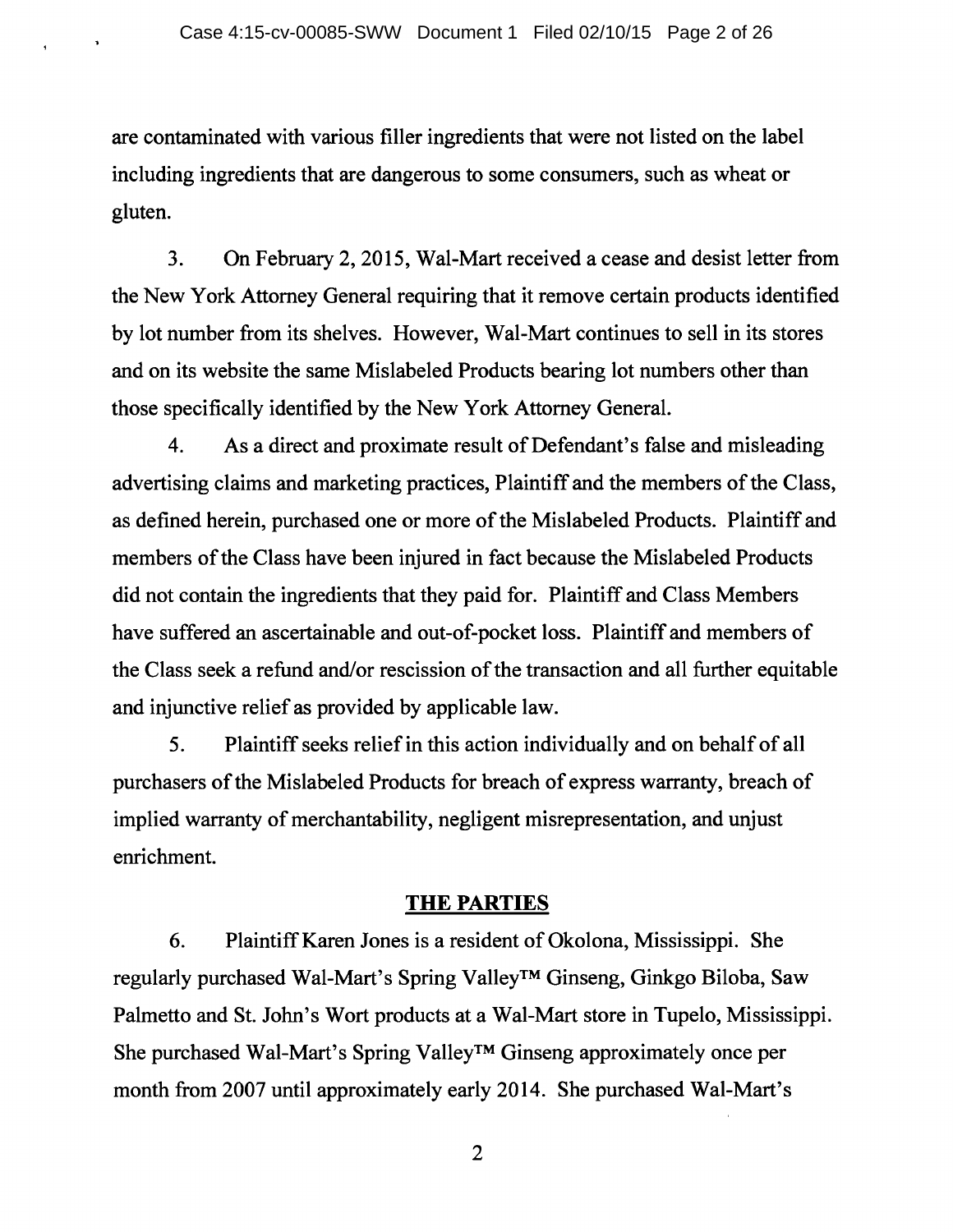are contaminated with various filler ingredients that were not listed on the label including ingredients that are dangerous to some consumers, such as wheat or gluten.

3. On February 2, 2015, Wal-Mart received a cease and desist letter from the New York Attorney General requiring that it remove certain products identified by lot number from its shelves. However, Wal-Mart continues to sell in its stores and on its website the same Mislabeled Products bearing lot numbers other than those specifically identified by the New York Attorney General.

4. As a direct and proximate result of Defendant's false and misleading advertising claims and marketing practices, Plaintiff and the members of the Class, as defined herein, purchased one or more of the Mislabeled Products. Plaintiff and members of the Class have been injured in fact because the Mislabeled Products did not contain the ingredients that they paid for. Plaintiff and Class Members have suffered an ascertainable and out-of-pocket loss. Plaintiff and members of the Class seek a refund and/or rescission of the transaction and all further equitable and injunctive relief as provided by applicable law.

5. Plaintiff seeks relief in this action individually and on behalf of all purchasers of the Mislabeled Products for breach of express warranty, breach of implied warranty of merchantability, negligent misrepresentation, and unjust enrichment.

## THE PARTIES

6. Plaintiff Karen Jones is a resident of Okolona, Mississippi. She regularly purchased Wal-Mart's Spring Valley™ Ginseng, Ginkgo Biloba, Saw Palmetto and St. John's Wort products at a Wal-Mart store in Tupelo, Mississippi. She purchased Wal-Mart's Spring Valley™ Ginseng approximately once per month from 2007 until approximately early 2014. She purchased Wal-Mart's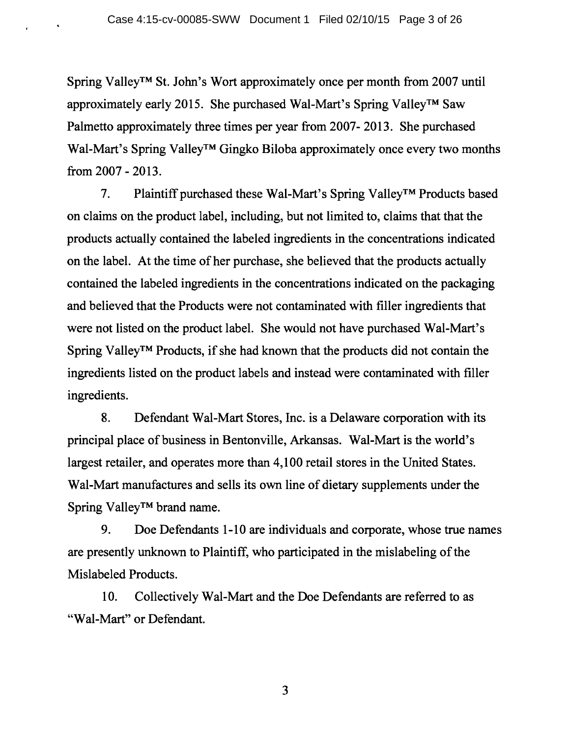Spring Valley™ St. John's Wort approximately once per month from 2007 until approximately early 2015. She purchased Wal-Mart's Spring Valley™ Saw Palmetto approximately three times per year from 2007- 2013. She purchased Wal-Mart's Spring Valley™ Gingko Biloba approximately once every two months from 2007 - 2013.

7. Plaintiff purchased these Wal-Mart's Spring Valley™ Products based on claims on the product label, including, but not limited to, claims that that the products actually contained the labeled ingredients in the concentrations indicated on the label. At the time of her purchase, she believed that the products actually contained the labeled ingredients in the concentrations indicated on the packaging and believed that the Products were not contaminated with filler ingredients that were not listed on the product label. She would not have purchased Wal-Mart's Spring Valley™ Products, if she had known that the products did not contain the ingredients listed on the product labels and instead were contaminated with filler ingredients.

8. Defendant Wal-Mart Stores, Inc. is a Delaware corporation with its principal place of business in Bentonville, Arkansas. Wal-Mart is the world's largest retailer, and operates more than 4,100 retail stores in the United States. Wal-Mart manufactures and sells its own line of dietary supplements under the Spring Valley™ brand name.

9. Doe Defendants 1-10 are individuals and corporate, whose true names are presently unknown to Plaintiff, who participated in the mislabeling of the Mislabeled Products.

10. Collectively Wal-Mart and the Doe Defendants are referred to as "Wal-Mart" or Defendant.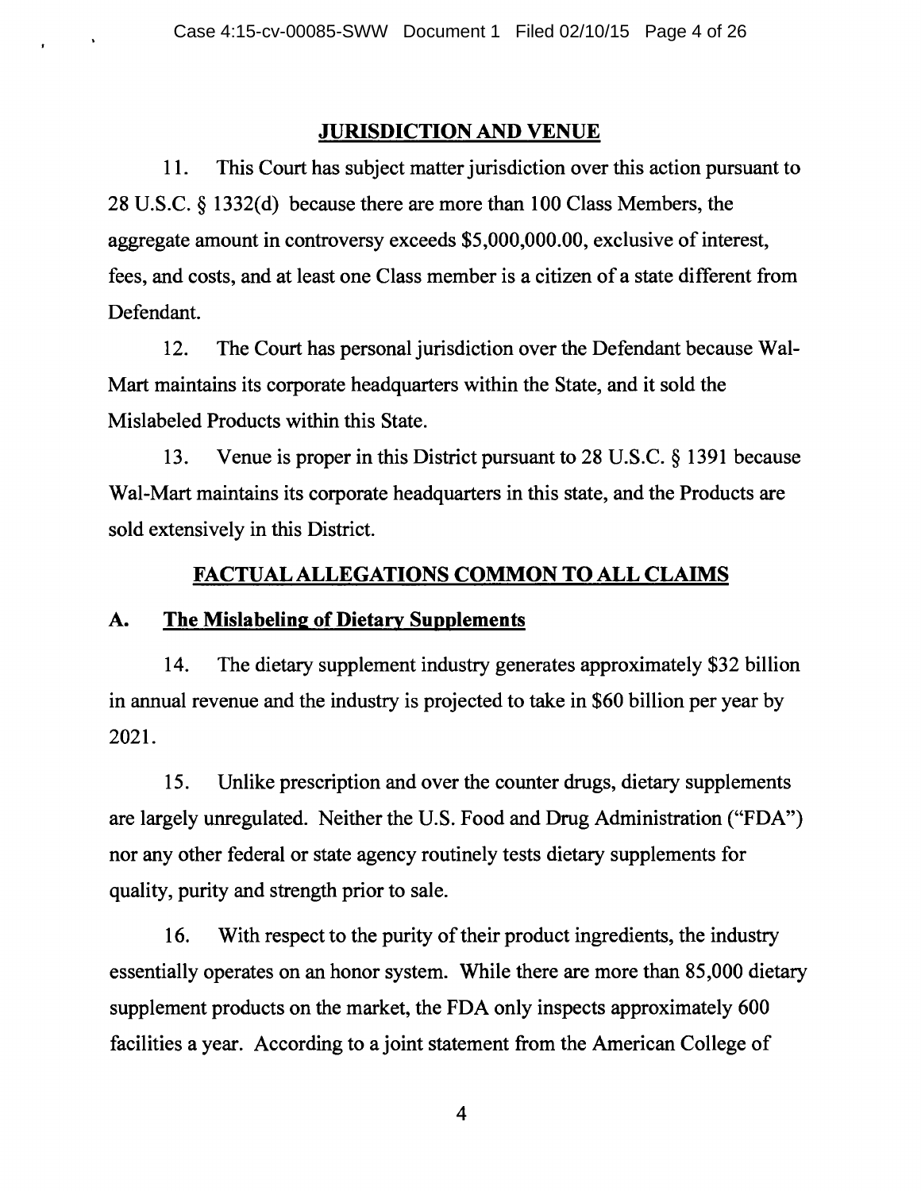## JURISDICTION AND VENUE

11. This Court has subject matter jurisdiction over this action pursuant to 28 U.S.C. § 1332(d) because there are more than 100 Class Members, the aggregate amount in controversy exceeds $5,000,000.00, exclusive of interest, fees, and costs, and at least one Class member is a citizen of a state different from Defendant.

12. The Court has personal jurisdiction over the Defendant because Wal-Mart maintains its corporate headquarters within the State, and it sold the Mislabeled Products within this State.

13. Venue is proper in this District pursuant to 28 U.S.C. § 1391 because Wal-Mart maintains its corporate headquarters in this state, and the Products are sold extensively in this District.

## FACTUAL ALLEGATIONS COMMON TO ALL CLAIMS

### A. The Mislabeling of Dietary Supplements

14. The dietary supplement industry generates approximately $32 billion in annual revenue and the industry is projected to take in $60 billion per year by 2021.

15. Unlike prescription and over the counter drugs, dietary supplements are largely unregulated. Neither the U.S. Food and Drug Administration ("FDA") nor any other federal or state agency routinely tests dietary supplements for quality, purity and strength prior to sale.

16. With respect to the purity of their product ingredients, the industry essentially operates on an honor system. While there are more than 85,000 dietary supplement products on the market, the FDA only inspects approximately 600 facilities a year. According to a joint statement from the American College of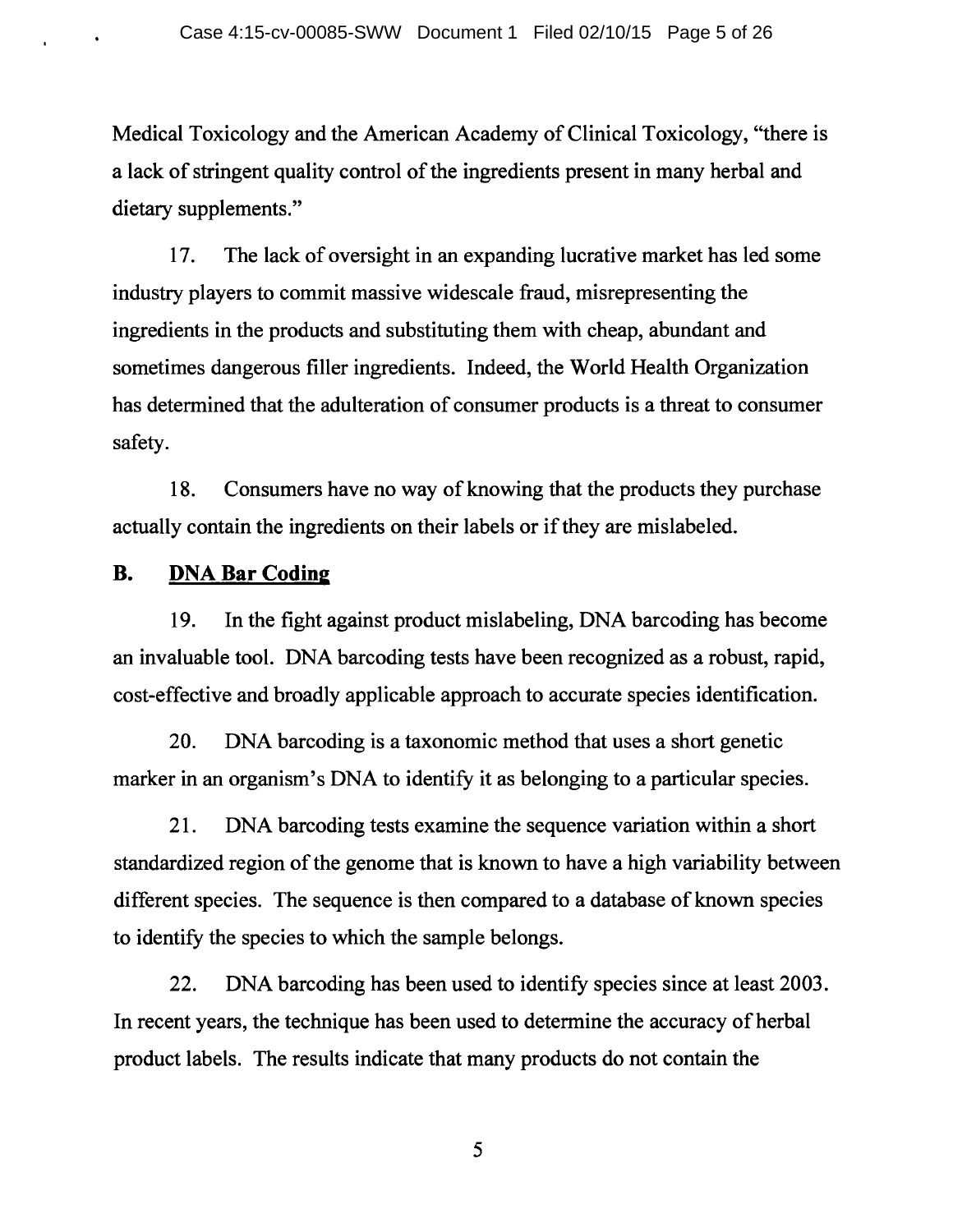Medical Toxicology and the American Academy of Clinical Toxicology, "there is a lack of stringent quality control of the ingredients present in many herbal and dietary supplements."

17. The lack of oversight in an expanding lucrative market has led some industry players to commit massive widescale fraud, misrepresenting the ingredients in the products and substituting them with cheap, abundant and sometimes dangerous filler ingredients. Indeed, the World Health Organization has determined that the adulteration of consumer products is a threat to consumer safety.

18. Consumers have no way of knowing that the products they purchase actually contain the ingredients on their labels or if they are mislabeled.

**B. DNA Bar Coding**

19. In the fight against product mislabeling, DNA barcoding has become an invaluable tool. DNA barcoding tests have been recognized as a robust, rapid, cost-effective and broadly applicable approach to accurate species identification.

20. DNA barcoding is a taxonomic method that uses a short genetic marker in an organism's DNA to identify it as belonging to a particular species.

21. DNA barcoding tests examine the sequence variation within a short standardized region of the genome that is known to have a high variability between different species. The sequence is then compared to a database of known species to identify the species to which the sample belongs.

22. DNA barcoding has been used to identify species since at least 2003. In recent years, the technique has been used to determine the accuracy of herbal product labels. The results indicate that many products do not contain the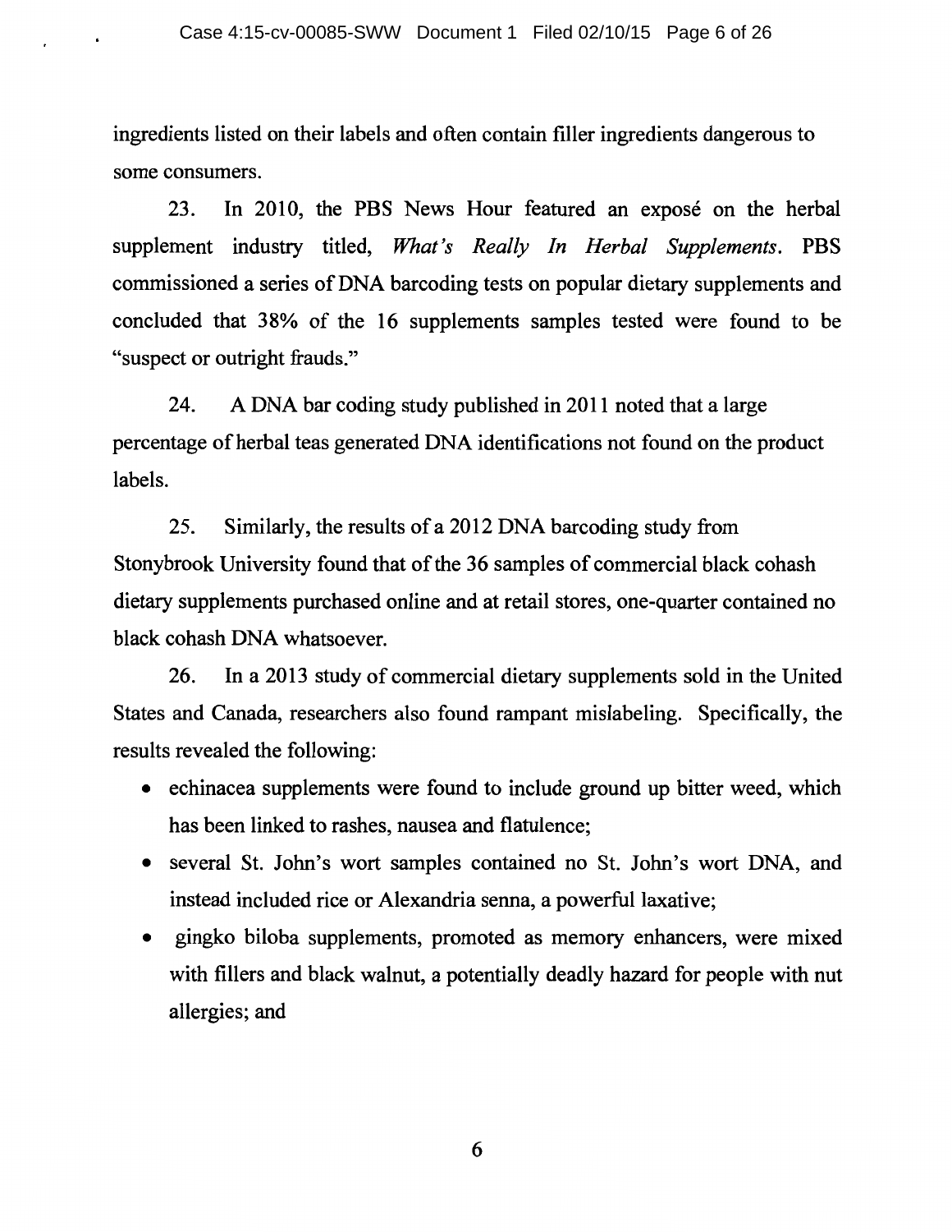ingredients listed on their labels and often contain filler ingredients dangerous to some consumers.

23. In 2010, the PBS News Hour featured an exposé on the herbal supplement industry titled, *What's Really In Herbal Supplements*. PBS commissioned a series of DNA barcoding tests on popular dietary supplements and concluded that 38% of the 16 supplements samples tested were found to be "suspect or outright frauds."

24. A DNA bar coding study published in 2011 noted that a large percentage of herbal teas generated DNA identifications not found on the product labels.

25. Similarly, the results of a 2012 DNA barcoding study from Stonybrook University found that of the 36 samples of commercial black cohash dietary supplements purchased online and at retail stores, one-quarter contained no black cohash DNA whatsoever.

26. In a 2013 study of commercial dietary supplements sold in the United States and Canada, researchers also found rampant mislabeling. Specifically, the results revealed the following:

- echinacea supplements were found to include ground up bitter weed, which has been linked to rashes, nausea and flatulence;
- several St. John's wort samples contained no St. John's wort DNA, and instead included rice or Alexandria senna, a powerful laxative;
- gingko biloba supplements, promoted as memory enhancers, were mixed with fillers and black walnut, a potentially deadly hazard for people with nut allergies; and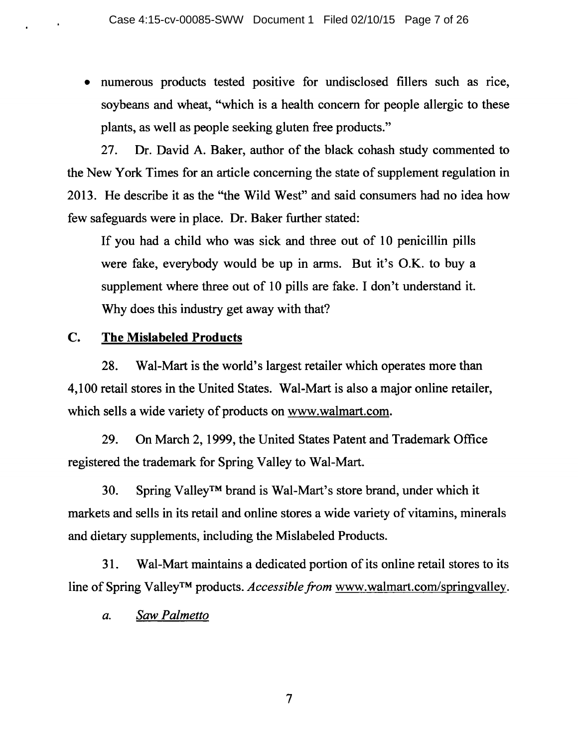- numerous products tested positive for undisclosed fillers such as rice, soybeans and wheat, "which is a health concern for people allergic to these plants, as well as people seeking gluten free products."

27. Dr. David A. Baker, author of the black cohash study commented to the New York Times for an article concerning the state of supplement regulation in 2013. He describe it as the "the Wild West" and said consumers had no idea how few safeguards were in place. Dr. Baker further stated:

> If you had a child who was sick and three out of 10 penicillin pills were fake, everybody would be up in arms. But it's O.K. to buy a supplement where three out of 10 pills are fake. I don't understand it. Why does this industry get away with that?

## C. <u>The Mislabeled Products</u>

28. Wal-Mart is the world's largest retailer which operates more than 4,100 retail stores in the United States. Wal-Mart is also a major online retailer, which sells a wide variety of products on <u>www.walmart.com</u>.

29. On March 2, 1999, the United States Patent and Trademark Office registered the trademark for Spring Valley to Wal-Mart.

30. Spring Valley™ brand is Wal-Mart's store brand, under which it markets and sells in its retail and online stores a wide variety of vitamins, minerals and dietary supplements, including the Mislabeled Products.

31. Wal-Mart maintains a dedicated portion of its online retail stores to its line of Spring Valley™ products. *Accessible from* <u>www.walmart.com/springvalley</u>.

*a. <u>Saw Palmetto</u>*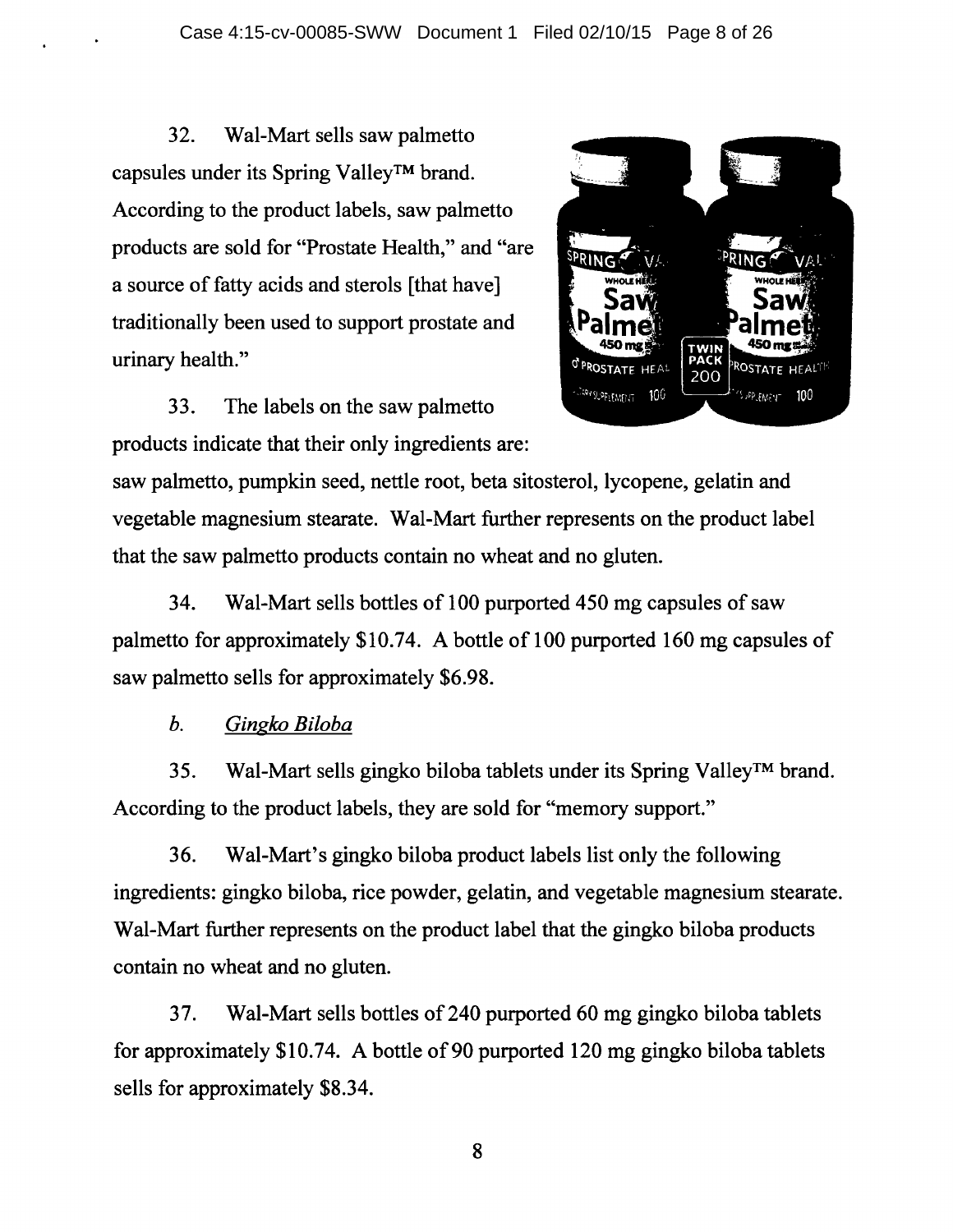32. Wal-Mart sells saw palmetto capsules under its Spring Valley™ brand. According to the product labels, saw palmetto products are sold for "Prostate Health," and "are a source of fatty acids and sterols [that have] traditionally been used to support prostate and urinary health."

33. The labels on the saw palmetto products indicate that their only ingredients are: saw palmetto, pumpkin seed, nettle root, beta sitosterol, lycopene, gelatin and vegetable magnesium stearate. Wal-Mart further represents on the product label that the saw palmetto products contain no wheat and no gluten.

34. Wal-Mart sells bottles of 100 purported 450 mg capsules of saw palmetto for approximately $10.74. A bottle of 100 purported 160 mg capsules of saw palmetto sells for approximately $6.98.

*b. Gingko Biloba*

35. Wal-Mart sells gingko biloba tablets under its Spring Valley™ brand. According to the product labels, they are sold for "memory support."

36. Wal-Mart's gingko biloba product labels list only the following ingredients: gingko biloba, rice powder, gelatin, and vegetable magnesium stearate. Wal-Mart further represents on the product label that the gingko biloba products contain no wheat and no gluten.

37. Wal-Mart sells bottles of 240 purported 60 mg gingko biloba tablets for approximately $10.74. A bottle of 90 purported 120 mg gingko biloba tablets sells for approximately $8.34.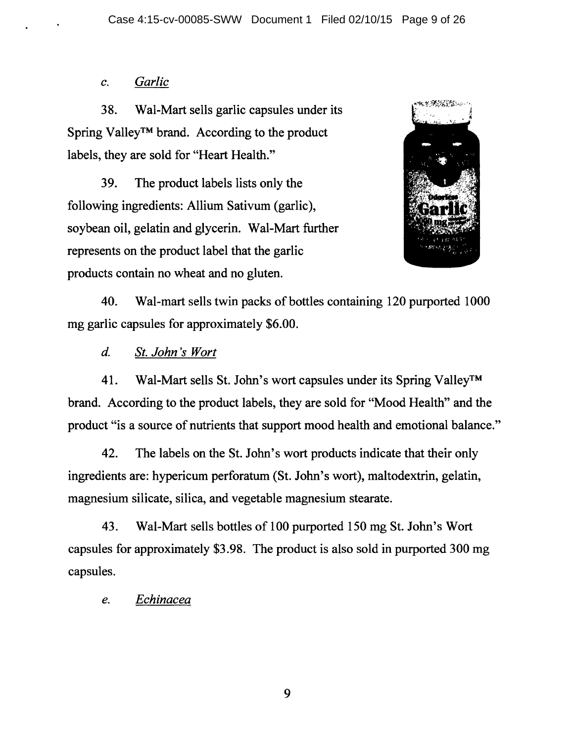*c.* *Garlic*

38. Wal-Mart sells garlic capsules under its Spring Valley™ brand. According to the product labels, they are sold for "Heart Health."

39. The product labels lists only the following ingredients: Allium Sativum (garlic), soybean oil, gelatin and glycerin. Wal-Mart further represents on the product label that the garlic products contain no wheat and no gluten.

40. Wal-mart sells twin packs of bottles containing 120 purported 1000 mg garlic capsules for approximately $6.00.

*d.* *St. John's Wort*

41. Wal-Mart sells St. John's wort capsules under its Spring Valley™ brand. According to the product labels, they are sold for "Mood Health" and the product "is a source of nutrients that support mood health and emotional balance."

42. The labels on the St. John's wort products indicate that their only ingredients are: hypericum perforatum (St. John's wort), maltodextrin, gelatin, magnesium silicate, silica, and vegetable magnesium stearate.

43. Wal-Mart sells bottles of 100 purported 150 mg St. John's Wort capsules for approximately $3.98. The product is also sold in purported 300 mg capsules.

*e.* *Echinacea*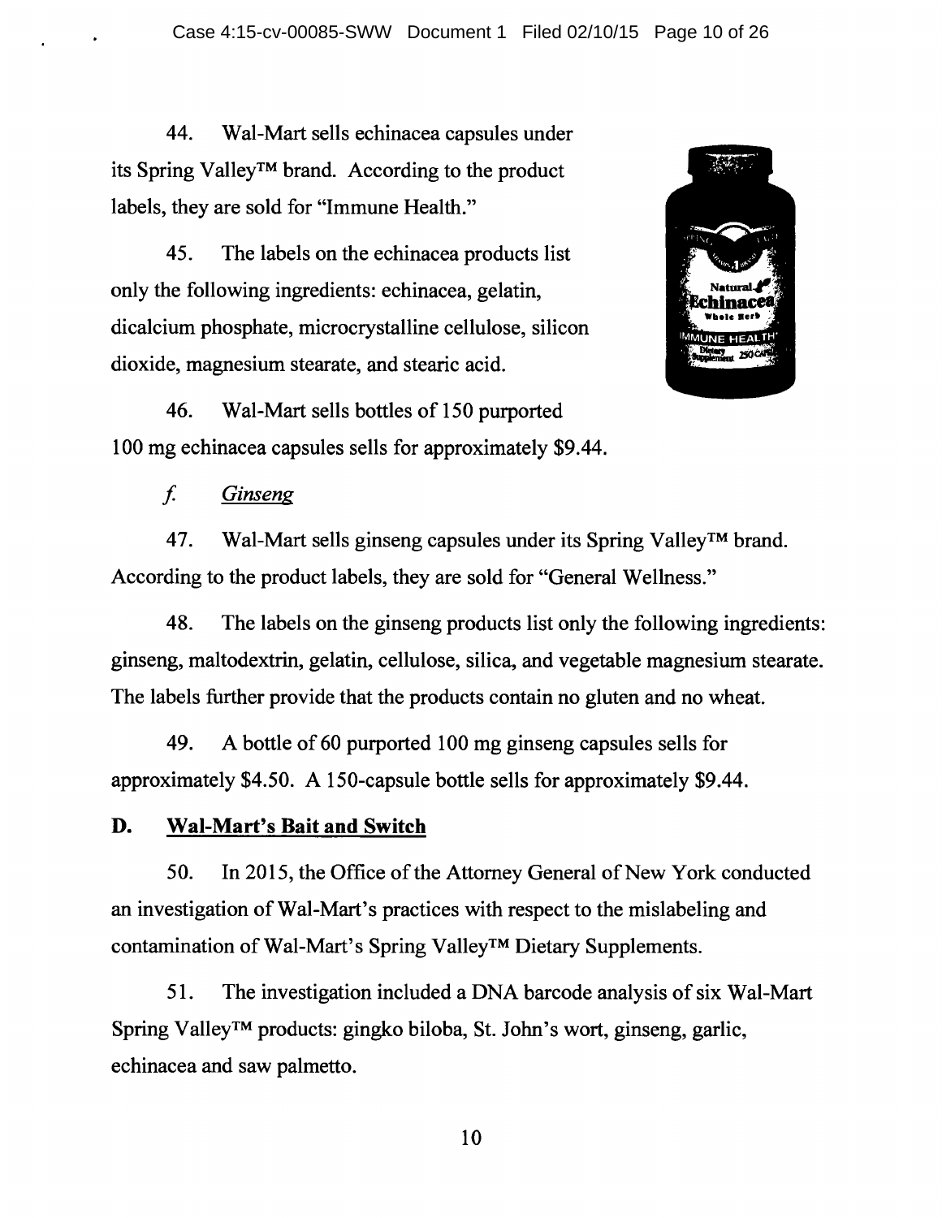44. Wal-Mart sells echinacea capsules under its Spring Valley™ brand. According to the product labels, they are sold for "Immune Health."

45. The labels on the echinacea products list only the following ingredients: echinacea, gelatin, dicalcium phosphate, microcrystalline cellulose, silicon dioxide, magnesium stearate, and stearic acid.

46. Wal-Mart sells bottles of 150 purported 100 mg echinacea capsules sells for approximately $9.44.

*f. Ginseng*

47. Wal-Mart sells ginseng capsules under its Spring Valley™ brand. According to the product labels, they are sold for "General Wellness."

48. The labels on the ginseng products list only the following ingredients: ginseng, maltodextrin, gelatin, cellulose, silica, and vegetable magnesium stearate. The labels further provide that the products contain no gluten and no wheat.

49. A bottle of 60 purported 100 mg ginseng capsules sells for approximately $4.50. A 150-capsule bottle sells for approximately $9.44.

## D. Wal-Mart's Bait and Switch

50. In 2015, the Office of the Attorney General of New York conducted an investigation of Wal-Mart's practices with respect to the mislabeling and contamination of Wal-Mart's Spring Valley™ Dietary Supplements.

51. The investigation included a DNA barcode analysis of six Wal-Mart Spring Valley™ products: gingko biloba, St. John's wort, ginseng, garlic, echinacea and saw palmetto.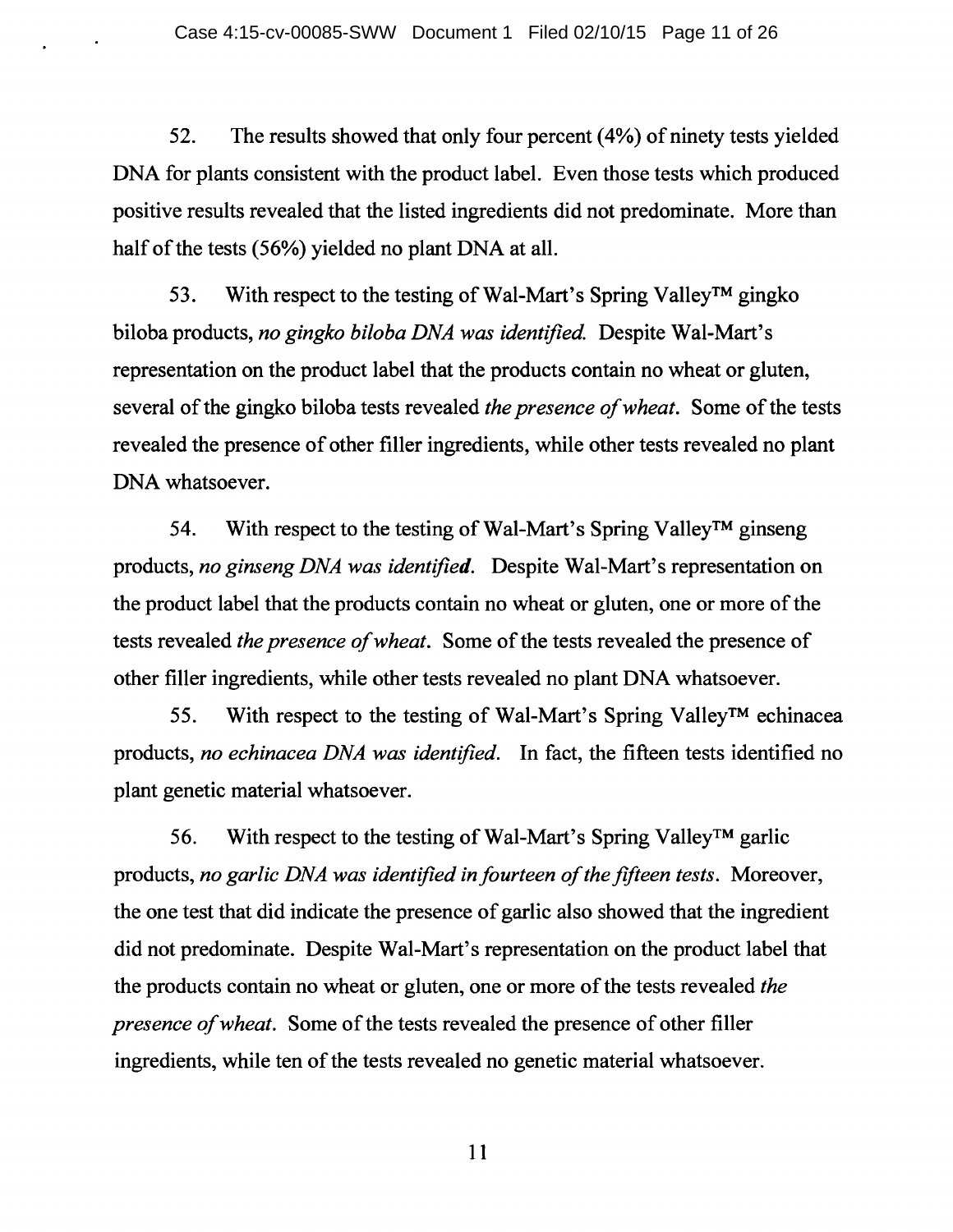52. The results showed that only four percent (4%) of ninety tests yielded DNA for plants consistent with the product label. Even those tests which produced positive results revealed that the listed ingredients did not predominate. More than half of the tests (56%) yielded no plant DNA at all.

53. With respect to the testing of Wal-Mart's Spring Valley™ gingko biloba products, *no gingko biloba DNA was identified.* Despite Wal-Mart's representation on the product label that the products contain no wheat or gluten, several of the gingko biloba tests revealed *the presence of wheat*. Some of the tests revealed the presence of other filler ingredients, while other tests revealed no plant DNA whatsoever.

54. With respect to the testing of Wal-Mart's Spring Valley™ ginseng products, *no ginseng DNA was identified*. Despite Wal-Mart's representation on the product label that the products contain no wheat or gluten, one or more of the tests revealed *the presence of wheat*. Some of the tests revealed the presence of other filler ingredients, while other tests revealed no plant DNA whatsoever.

55. With respect to the testing of Wal-Mart's Spring Valley™ echinacea products, *no echinacea DNA was identified*. In fact, the fifteen tests identified no plant genetic material whatsoever.

56. With respect to the testing of Wal-Mart's Spring Valley™ garlic products, *no garlic DNA was identified in fourteen of the fifteen tests*. Moreover, the one test that did indicate the presence of garlic also showed that the ingredient did not predominate. Despite Wal-Mart's representation on the product label that the products contain no wheat or gluten, one or more of the tests revealed *the presence of wheat*. Some of the tests revealed the presence of other filler ingredients, while ten of the tests revealed no genetic material whatsoever.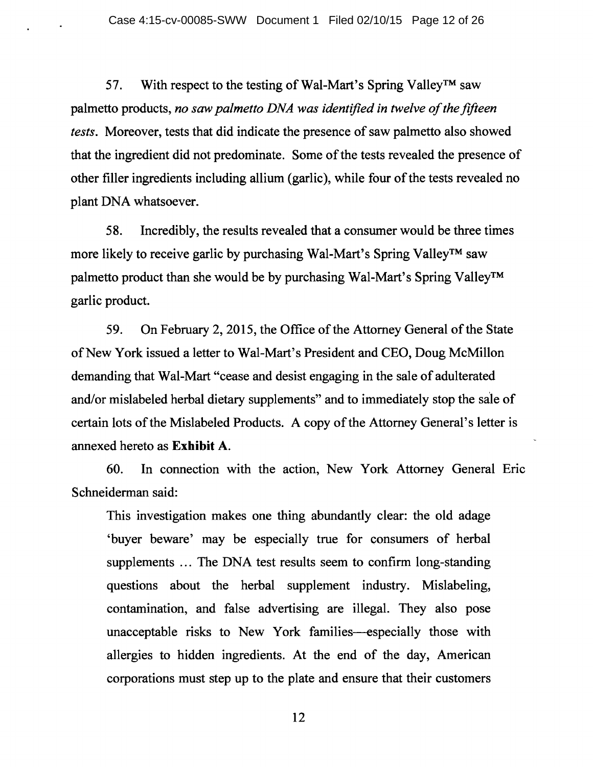57. With respect to the testing of Wal-Mart's Spring Valley™ saw palmetto products, *no saw palmetto DNA was identified in twelve of the fifteen tests*. Moreover, tests that did indicate the presence of saw palmetto also showed that the ingredient did not predominate. Some of the tests revealed the presence of other filler ingredients including allium (garlic), while four of the tests revealed no plant DNA whatsoever.

58. Incredibly, the results revealed that a consumer would be three times more likely to receive garlic by purchasing Wal-Mart's Spring Valley™ saw palmetto product than she would be by purchasing Wal-Mart's Spring Valley™ garlic product.

59. On February 2, 2015, the Office of the Attorney General of the State of New York issued a letter to Wal-Mart's President and CEO, Doug McMillon demanding that Wal-Mart "cease and desist engaging in the sale of adulterated and/or mislabeled herbal dietary supplements" and to immediately stop the sale of certain lots of the Mislabeled Products. A copy of the Attorney General's letter is annexed hereto as **Exhibit A**.

60. In connection with the action, New York Attorney General Eric Schneiderman said:

> This investigation makes one thing abundantly clear: the old adage 'buyer beware' may be especially true for consumers of herbal supplements … The DNA test results seem to confirm long-standing questions about the herbal supplement industry. Mislabeling, contamination, and false advertising are illegal. They also pose unacceptable risks to New York families—especially those with allergies to hidden ingredients. At the end of the day, American corporations must step up to the plate and ensure that their customers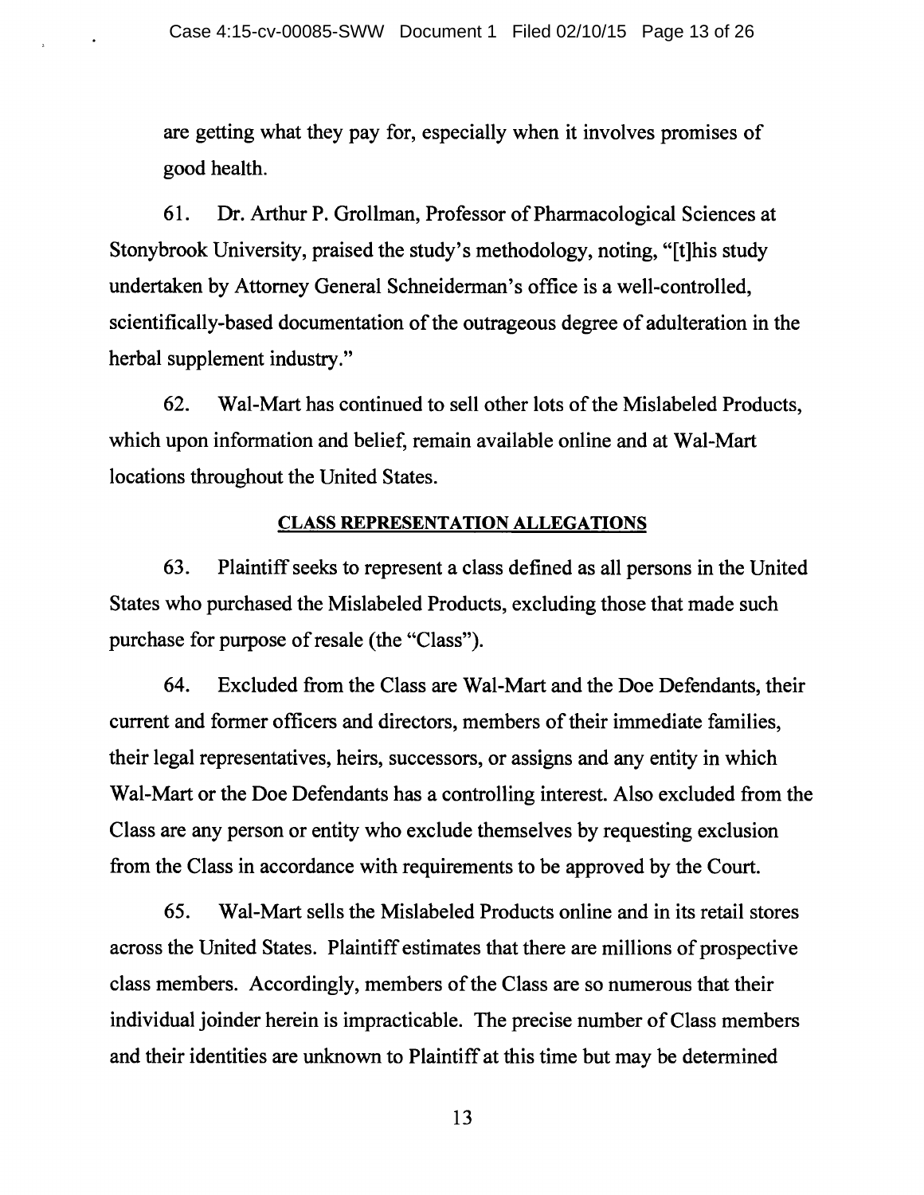are getting what they pay for, especially when it involves promises of good health.

61. Dr. Arthur P. Grollman, Professor of Pharmacological Sciences at Stonybrook University, praised the study's methodology, noting, "[t]his study undertaken by Attorney General Schneiderman's office is a well-controlled, scientifically-based documentation of the outrageous degree of adulteration in the herbal supplement industry."

62. Wal-Mart has continued to sell other lots of the Mislabeled Products, which upon information and belief, remain available online and at Wal-Mart locations throughout the United States.

## CLASS REPRESENTATION ALLEGATIONS

63. Plaintiff seeks to represent a class defined as all persons in the United States who purchased the Mislabeled Products, excluding those that made such purchase for purpose of resale (the "Class").

64. Excluded from the Class are Wal-Mart and the Doe Defendants, their current and former officers and directors, members of their immediate families, their legal representatives, heirs, successors, or assigns and any entity in which Wal-Mart or the Doe Defendants has a controlling interest. Also excluded from the Class are any person or entity who exclude themselves by requesting exclusion from the Class in accordance with requirements to be approved by the Court.

65. Wal-Mart sells the Mislabeled Products online and in its retail stores across the United States. Plaintiff estimates that there are millions of prospective class members. Accordingly, members of the Class are so numerous that their individual joinder herein is impracticable. The precise number of Class members and their identities are unknown to Plaintiff at this time but may be determined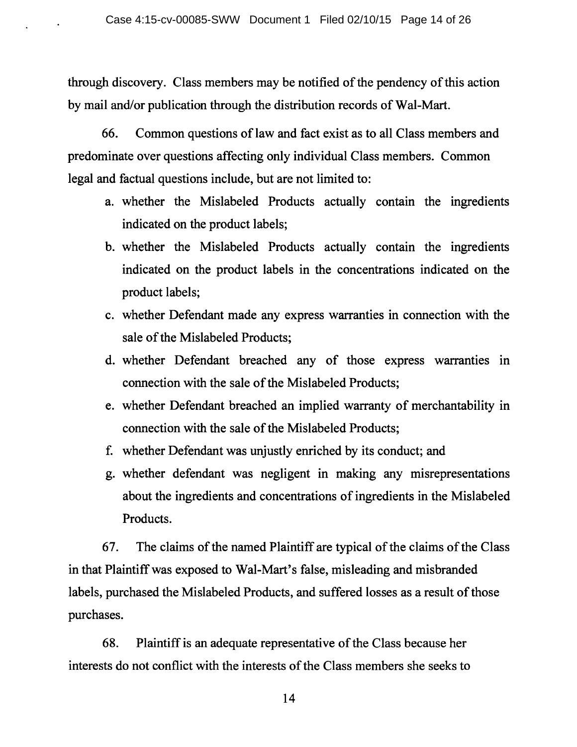through discovery. Class members may be notified of the pendency of this action by mail and/or publication through the distribution records of Wal-Mart.

66. Common questions of law and fact exist as to all Class members and predominate over questions affecting only individual Class members. Common legal and factual questions include, but are not limited to:

a. whether the Mislabeled Products actually contain the ingredients indicated on the product labels;

b. whether the Mislabeled Products actually contain the ingredients indicated on the product labels in the concentrations indicated on the product labels;

c. whether Defendant made any express warranties in connection with the sale of the Mislabeled Products;

d. whether Defendant breached any of those express warranties in connection with the sale of the Mislabeled Products;

e. whether Defendant breached an implied warranty of merchantability in connection with the sale of the Mislabeled Products;

f. whether Defendant was unjustly enriched by its conduct; and

g. whether defendant was negligent in making any misrepresentations about the ingredients and concentrations of ingredients in the Mislabeled Products.

67. The claims of the named Plaintiff are typical of the claims of the Class in that Plaintiff was exposed to Wal-Mart's false, misleading and misbranded labels, purchased the Mislabeled Products, and suffered losses as a result of those purchases.

68. Plaintiff is an adequate representative of the Class because her interests do not conflict with the interests of the Class members she seeks to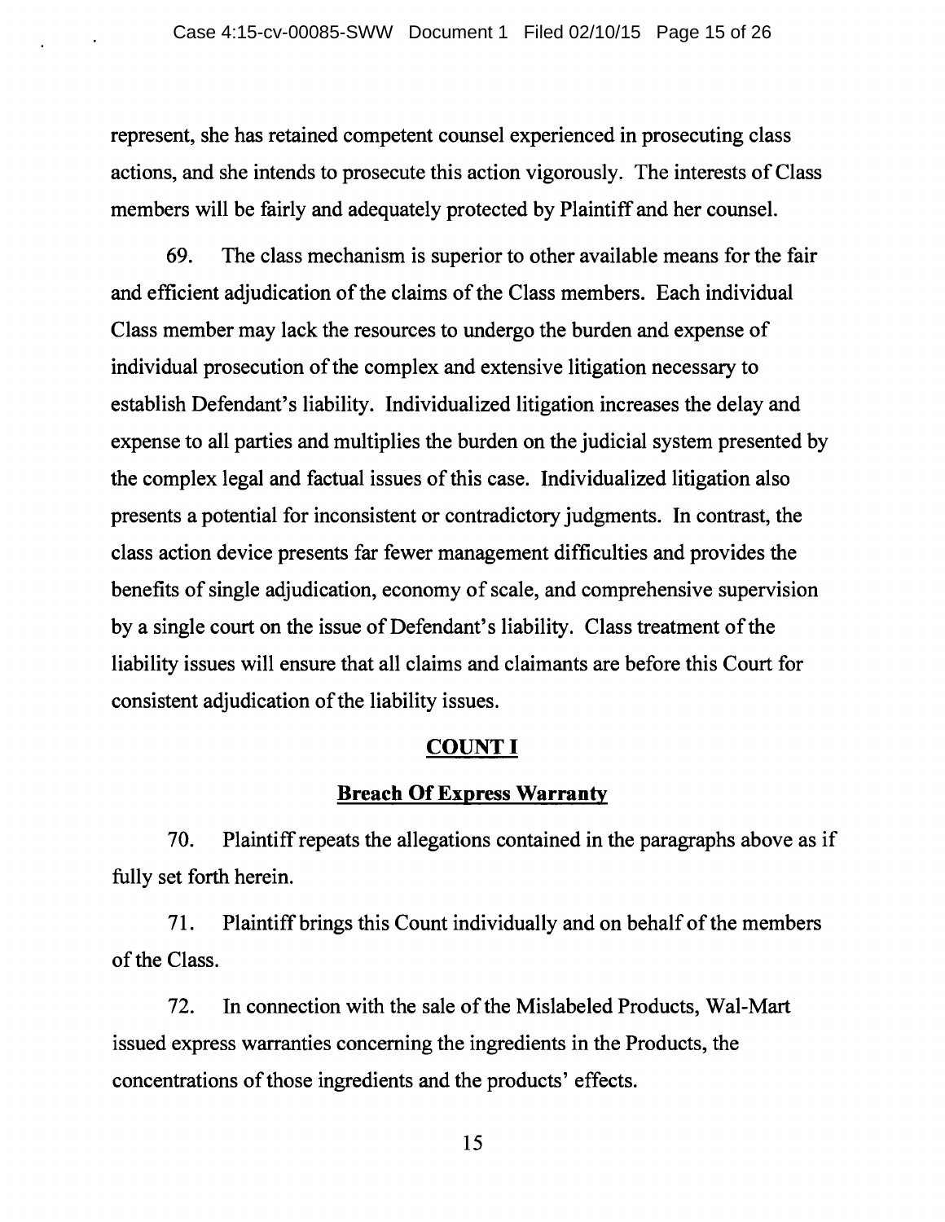represent, she has retained competent counsel experienced in prosecuting class actions, and she intends to prosecute this action vigorously. The interests of Class members will be fairly and adequately protected by Plaintiff and her counsel.

69. The class mechanism is superior to other available means for the fair and efficient adjudication of the claims of the Class members. Each individual Class member may lack the resources to undergo the burden and expense of individual prosecution of the complex and extensive litigation necessary to establish Defendant's liability. Individualized litigation increases the delay and expense to all parties and multiplies the burden on the judicial system presented by the complex legal and factual issues of this case. Individualized litigation also presents a potential for inconsistent or contradictory judgments. In contrast, the class action device presents far fewer management difficulties and provides the benefits of single adjudication, economy of scale, and comprehensive supervision by a single court on the issue of Defendant's liability. Class treatment of the liability issues will ensure that all claims and claimants are before this Court for consistent adjudication of the liability issues.

## COUNT I

### Breach Of Express Warranty

70. Plaintiff repeats the allegations contained in the paragraphs above as if fully set forth herein.

71. Plaintiff brings this Count individually and on behalf of the members of the Class.

72. In connection with the sale of the Mislabeled Products, Wal-Mart issued express warranties concerning the ingredients in the Products, the concentrations of those ingredients and the products' effects.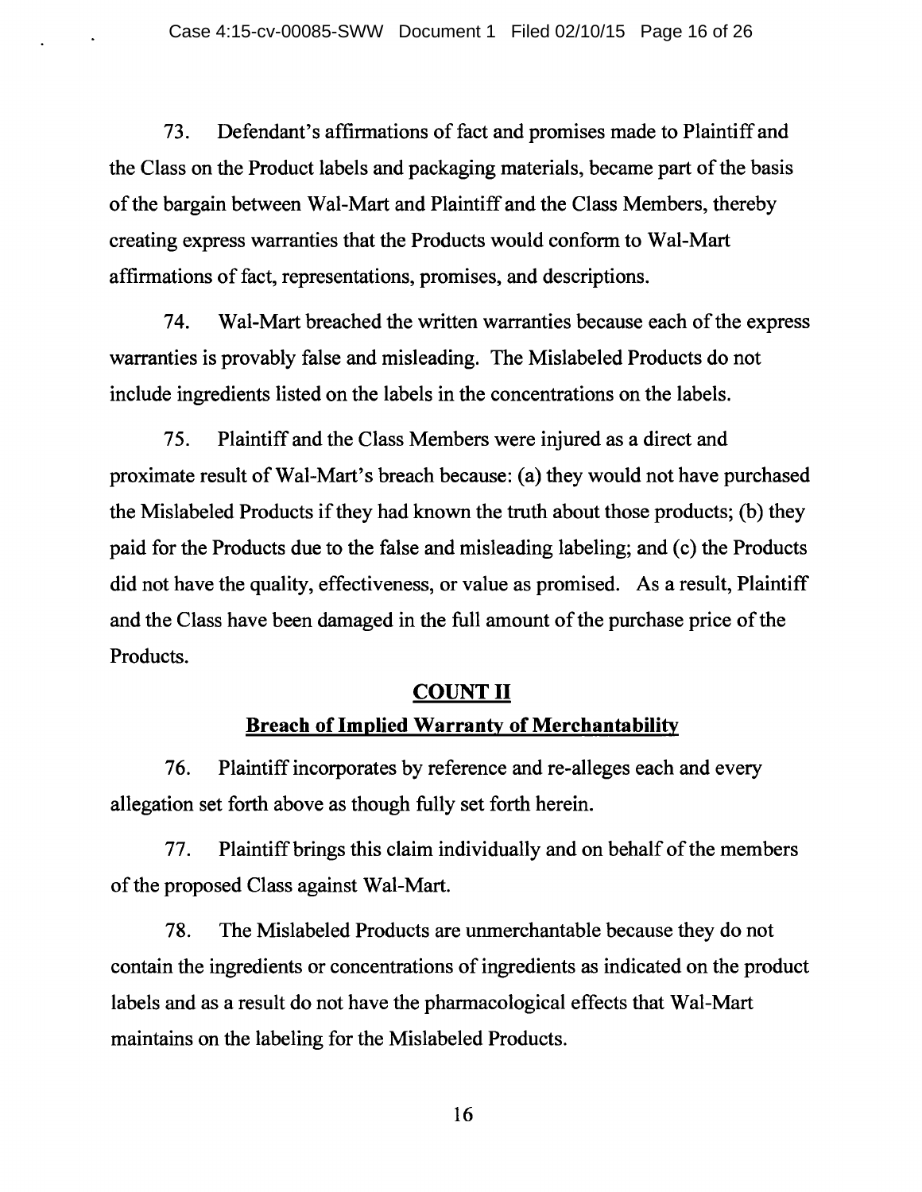73. Defendant's affirmations of fact and promises made to Plaintiff and the Class on the Product labels and packaging materials, became part of the basis of the bargain between Wal-Mart and Plaintiff and the Class Members, thereby creating express warranties that the Products would conform to Wal-Mart affirmations of fact, representations, promises, and descriptions.

74. Wal-Mart breached the written warranties because each of the express warranties is provably false and misleading. The Mislabeled Products do not include ingredients listed on the labels in the concentrations on the labels.

75. Plaintiff and the Class Members were injured as a direct and proximate result of Wal-Mart's breach because: (a) they would not have purchased the Mislabeled Products if they had known the truth about those products; (b) they paid for the Products due to the false and misleading labeling; and (c) the Products did not have the quality, effectiveness, or value as promised. As a result, Plaintiff and the Class have been damaged in the full amount of the purchase price of the Products.

## COUNT II

## Breach of Implied Warranty of Merchantability

76. Plaintiff incorporates by reference and re-alleges each and every allegation set forth above as though fully set forth herein.

77. Plaintiff brings this claim individually and on behalf of the members of the proposed Class against Wal-Mart.

78. The Mislabeled Products are unmerchantable because they do not contain the ingredients or concentrations of ingredients as indicated on the product labels and as a result do not have the pharmacological effects that Wal-Mart maintains on the labeling for the Mislabeled Products.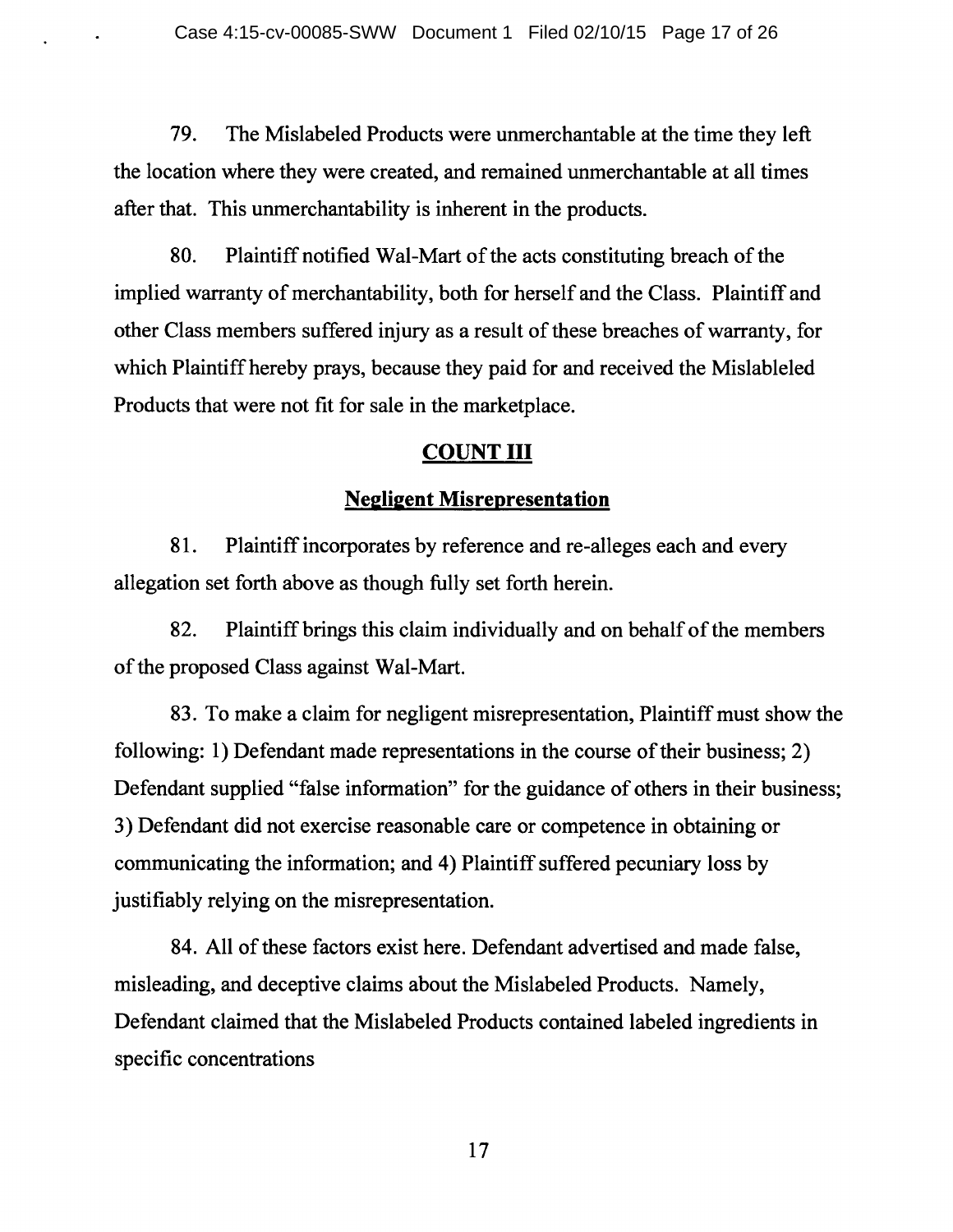79. The Mislabeled Products were unmerchantable at the time they left the location where they were created, and remained unmerchantable at all times after that. This unmerchantability is inherent in the products.

80. Plaintiff notified Wal-Mart of the acts constituting breach of the implied warranty of merchantability, both for herself and the Class. Plaintiff and other Class members suffered injury as a result of these breaches of warranty, for which Plaintiff hereby prays, because they paid for and received the Mislableled Products that were not fit for sale in the marketplace.

## COUNT III

### Negligent Misrepresentation

81. Plaintiff incorporates by reference and re-alleges each and every allegation set forth above as though fully set forth herein.

82. Plaintiff brings this claim individually and on behalf of the members of the proposed Class against Wal-Mart.

83. To make a claim for negligent misrepresentation, Plaintiff must show the following: 1) Defendant made representations in the course of their business; 2) Defendant supplied "false information" for the guidance of others in their business; 3) Defendant did not exercise reasonable care or competence in obtaining or communicating the information; and 4) Plaintiff suffered pecuniary loss by justifiably relying on the misrepresentation.

84. All of these factors exist here. Defendant advertised and made false, misleading, and deceptive claims about the Mislabeled Products. Namely, Defendant claimed that the Mislabeled Products contained labeled ingredients in specific concentrations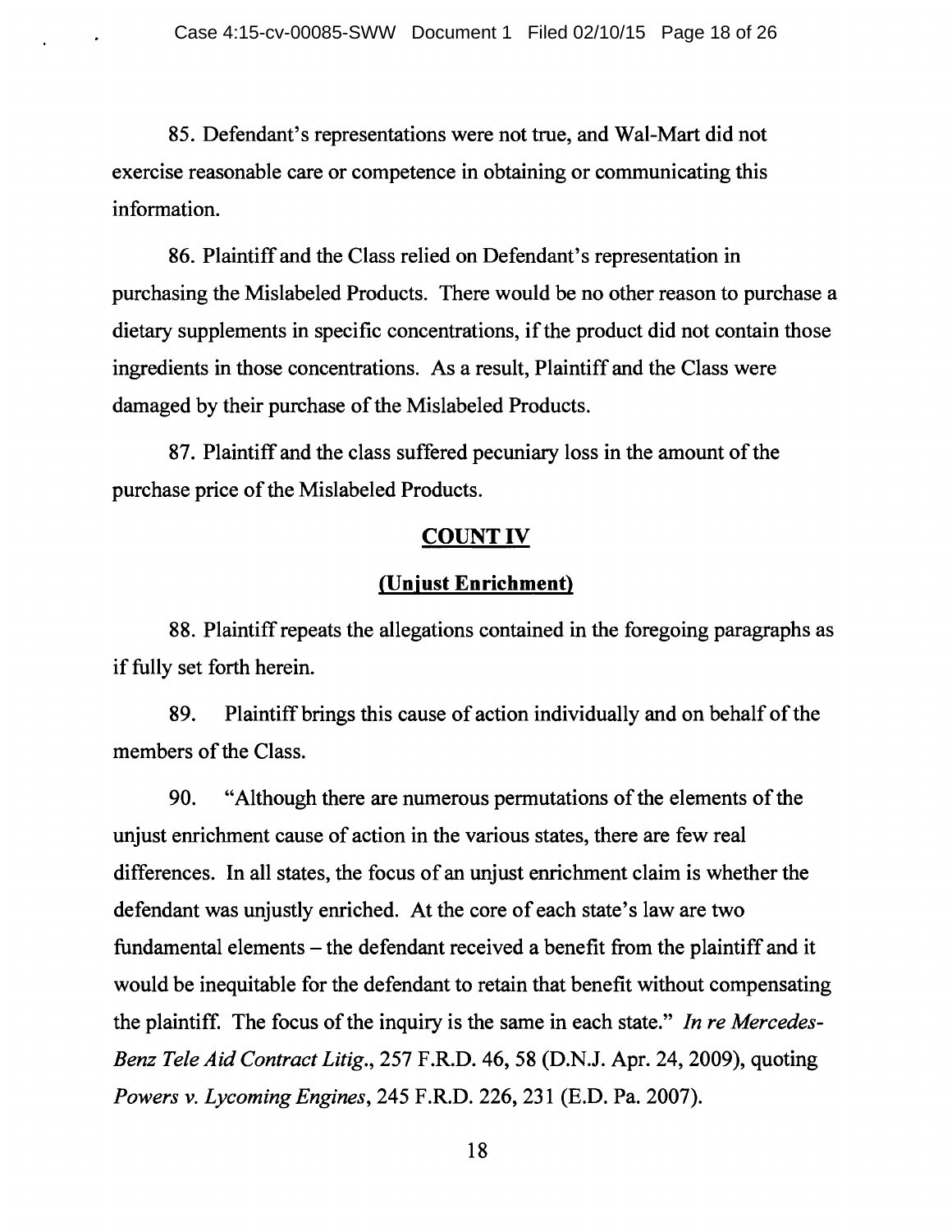85. Defendant's representations were not true, and Wal-Mart did not exercise reasonable care or competence in obtaining or communicating this information.

86. Plaintiff and the Class relied on Defendant's representation in purchasing the Mislabeled Products. There would be no other reason to purchase a dietary supplements in specific concentrations, if the product did not contain those ingredients in those concentrations. As a result, Plaintiff and the Class were damaged by their purchase of the Mislabeled Products.

87. Plaintiff and the class suffered pecuniary loss in the amount of the purchase price of the Mislabeled Products.

## COUNT IV

### (Unjust Enrichment)

88. Plaintiff repeats the allegations contained in the foregoing paragraphs as if fully set forth herein.

89. Plaintiff brings this cause of action individually and on behalf of the members of the Class.

90. "Although there are numerous permutations of the elements of the unjust enrichment cause of action in the various states, there are few real differences. In all states, the focus of an unjust enrichment claim is whether the defendant was unjustly enriched. At the core of each state's law are two fundamental elements – the defendant received a benefit from the plaintiff and it would be inequitable for the defendant to retain that benefit without compensating the plaintiff. The focus of the inquiry is the same in each state." *In re Mercedes-Benz Tele Aid Contract Litig.*, 257 F.R.D. 46, 58 (D.N.J. Apr. 24, 2009), quoting *Powers v. Lycoming Engines*, 245 F.R.D. 226, 231 (E.D. Pa. 2007).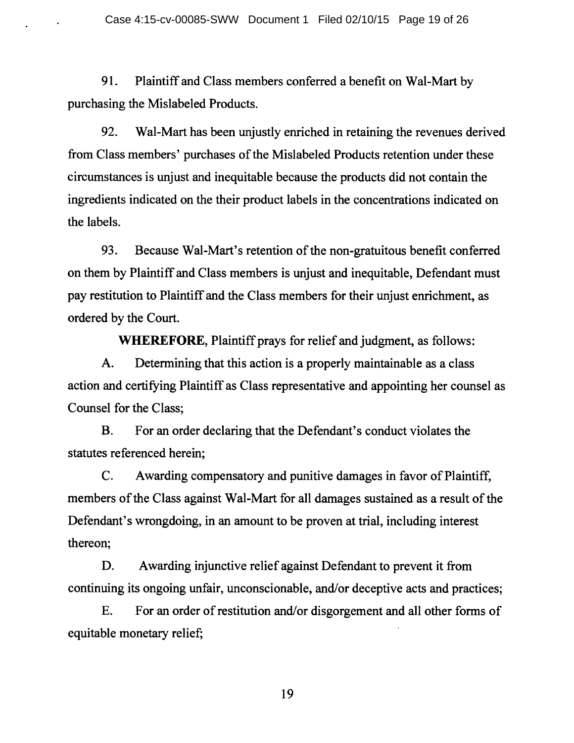91. Plaintiff and Class members conferred a benefit on Wal-Mart by purchasing the Mislabeled Products.

92. Wal-Mart has been unjustly enriched in retaining the revenues derived from Class members' purchases of the Mislabeled Products retention under these circumstances is unjust and inequitable because the products did not contain the ingredients indicated on the their product labels in the concentrations indicated on the labels.

93. Because Wal-Mart's retention of the non-gratuitous benefit conferred on them by Plaintiff and Class members is unjust and inequitable, Defendant must pay restitution to Plaintiff and the Class members for their unjust enrichment, as ordered by the Court.

**WHEREFORE,** Plaintiff prays for relief and judgment, as follows:

A. Determining that this action is a properly maintainable as a class action and certifying Plaintiff as Class representative and appointing her counsel as Counsel for the Class;

B. For an order declaring that the Defendant's conduct violates the statutes referenced herein;

C. Awarding compensatory and punitive damages in favor of Plaintiff, members of the Class against Wal-Mart for all damages sustained as a result of the Defendant's wrongdoing, in an amount to be proven at trial, including interest thereon;

D. Awarding injunctive relief against Defendant to prevent it from continuing its ongoing unfair, unconscionable, and/or deceptive acts and practices;

E. For an order of restitution and/or disgorgement and all other forms of equitable monetary relief;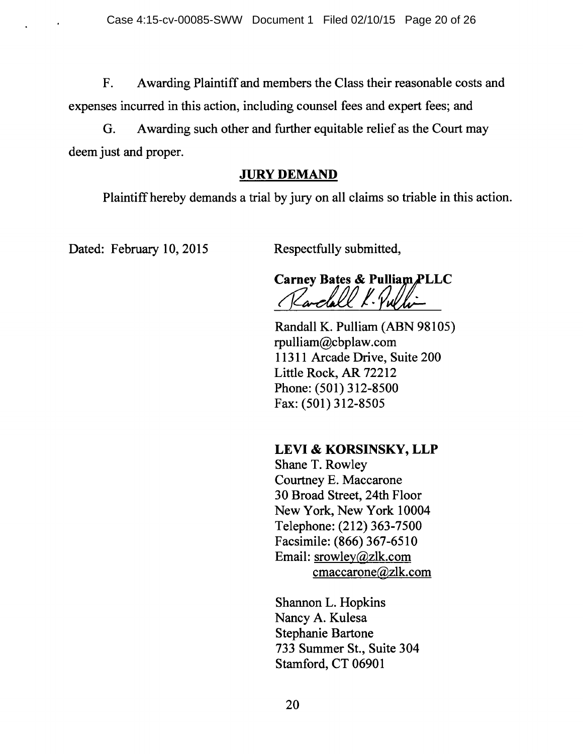F. Awarding Plaintiff and members the Class their reasonable costs and expenses incurred in this action, including counsel fees and expert fees; and

G. Awarding such other and further equitable relief as the Court may deem just and proper.

## JURY DEMAND

Plaintiff hereby demands a trial by jury on all claims so triable in this action.

Dated: February 10, 2015

Respectfully submitted,

**Carney Bates & Pulliam PLLC**

Randall K. Pulliam

Randall K. Pulliam (ABN 98105)
rpulliam@cbplaw.com
11311 Arcade Drive, Suite 200
Little Rock, AR 72212
Phone: (501) 312-8500
Fax: (501) 312-8505

**LEVI & KORSINSKY, LLP**
Shane T. Rowley
Courtney E. Maccarone
30 Broad Street, 24th Floor
New York, New York 10004
Telephone: (212) 363-7500
Facsimile: (866) 367-6510
Email: srowley@zlk.com
cmaccarone@zlk.com

Shannon L. Hopkins
Nancy A. Kulesa
Stephanie Bartone
733 Summer St., Suite 304
Stamford, CT 06901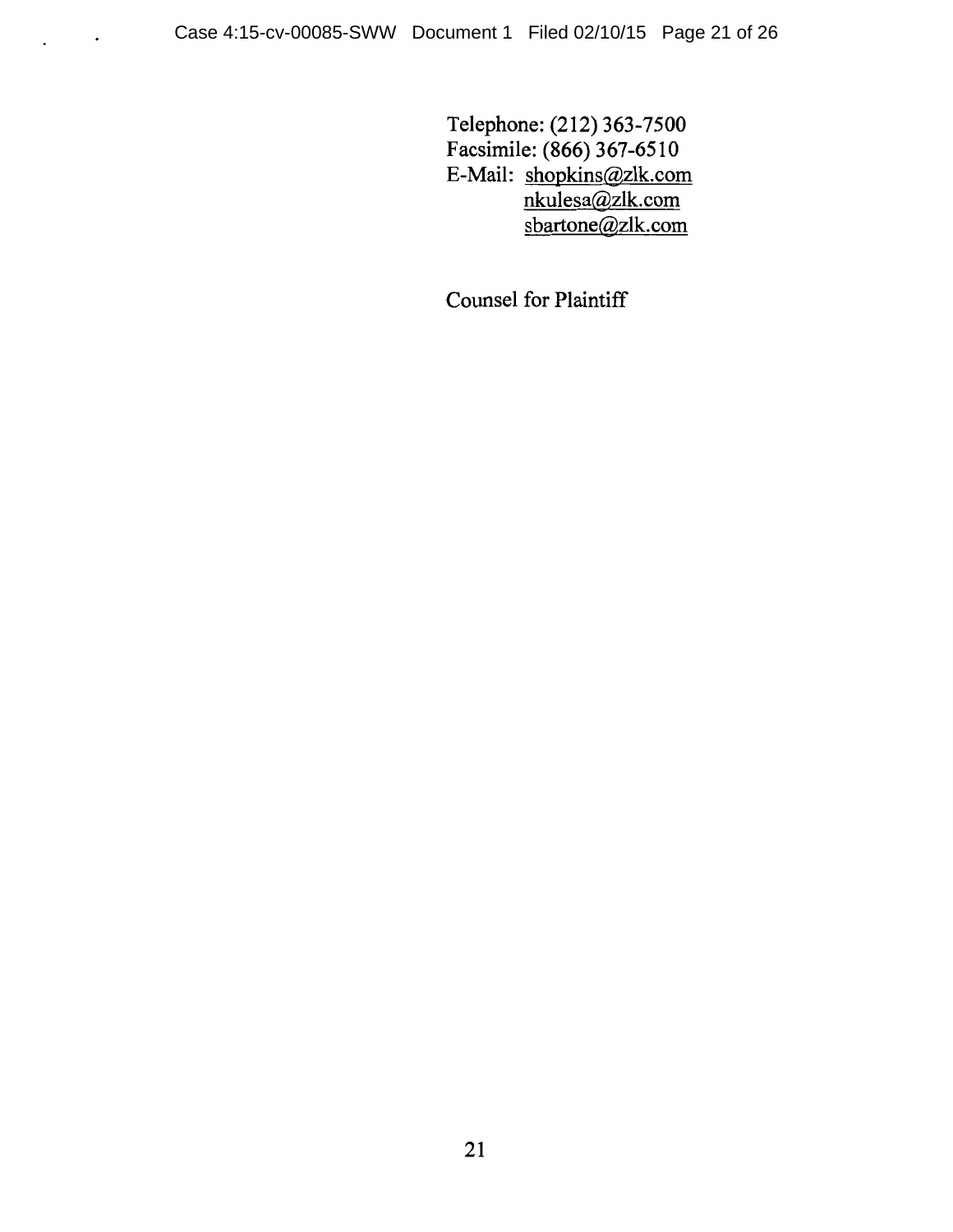Telephone: (212) 363-7500
Facsimile: (866) 367-6510
E-Mail: shopkins@zlk.com
nkulesa@zlk.com
sbartone@zlk.com

Counsel for Plaintiff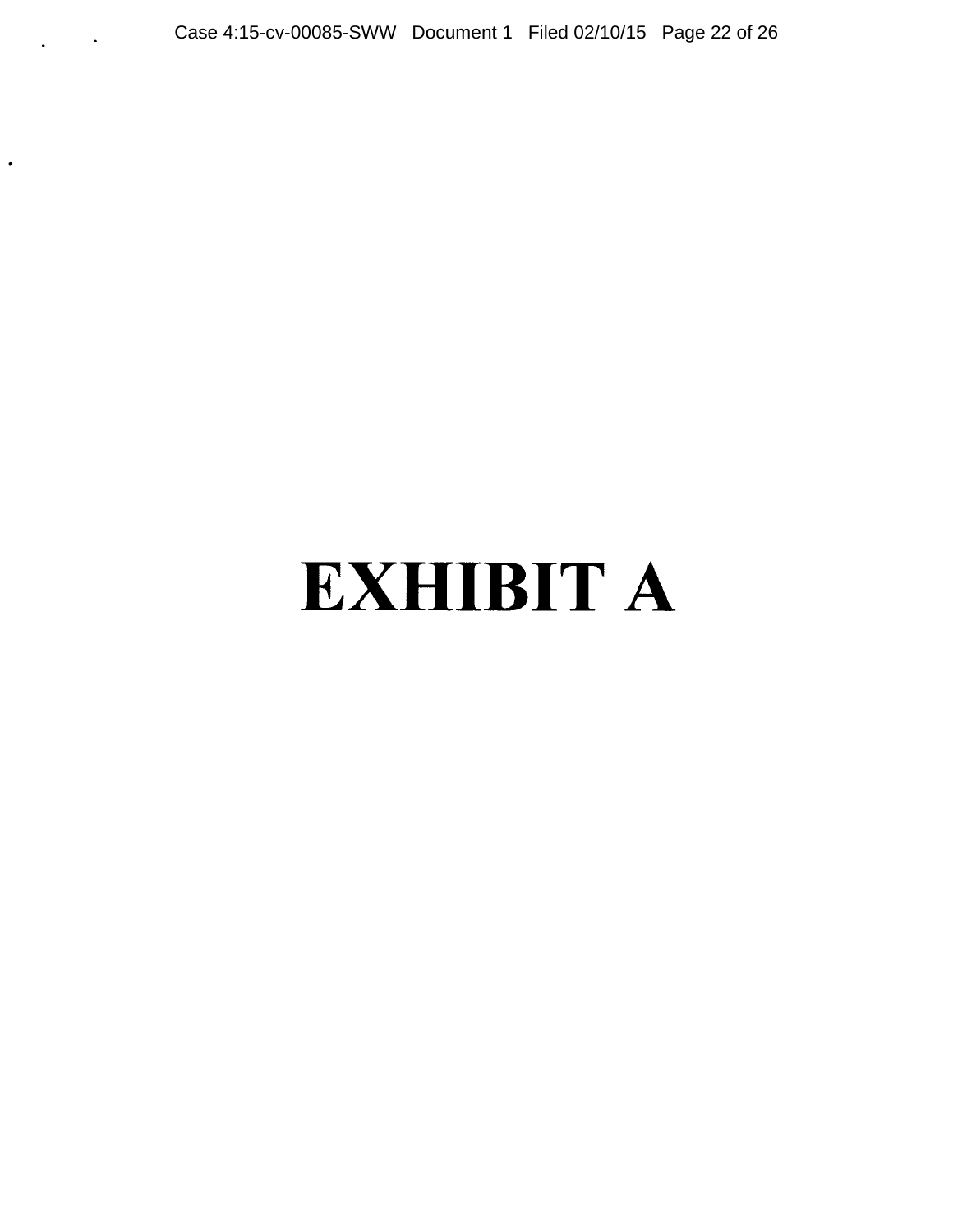# EXHIBIT A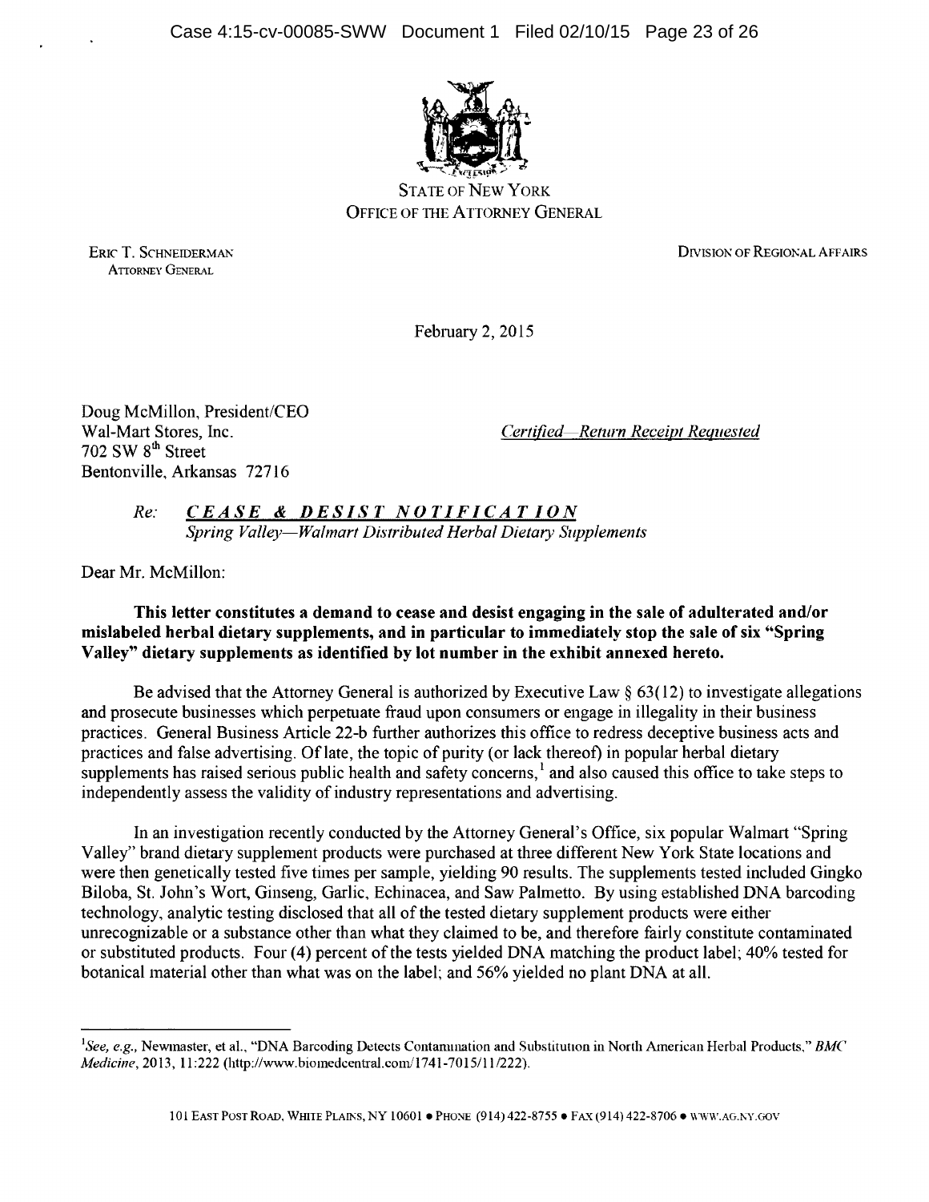STATE OF NEW YORK
OFFICE OF THE ATTORNEY GENERAL

ERIC T. SCHNEIDERMAN
ATTORNEY GENERAL

DIVISION OF REGIONAL AFFAIRS

February 2, 2015

Doug McMillon, President/CEO
Wal-Mart Stores, Inc.
702 SW 8th Street
Bentonville, Arkansas 72716

*Certified—Return Receipt Requested*

*Re:* ***CEASE & DESIST NOTIFICATION***
*Spring Valley—Walmart Distributed Herbal Dietary Supplements*

Dear Mr. McMillon:

**This letter constitutes a demand to cease and desist engaging in the sale of adulterated and/or mislabeled herbal dietary supplements, and in particular to immediately stop the sale of six "Spring Valley" dietary supplements as identified by lot number in the exhibit annexed hereto.**

Be advised that the Attorney General is authorized by Executive Law § 63(12) to investigate allegations and prosecute businesses which perpetuate fraud upon consumers or engage in illegality in their business practices. General Business Article 22-b further authorizes this office to redress deceptive business acts and practices and false advertising. Of late, the topic of purity (or lack thereof) in popular herbal dietary supplements has raised serious public health and safety concerns,[1] and also caused this office to take steps to independently assess the validity of industry representations and advertising.

In an investigation recently conducted by the Attorney General's Office, six popular Walmart "Spring Valley" brand dietary supplement products were purchased at three different New York State locations and were then genetically tested five times per sample, yielding 90 results. The supplements tested included Gingko Biloba, St. John's Wort, Ginseng, Garlic, Echinacea, and Saw Palmetto. By using established DNA barcoding technology, analytic testing disclosed that all of the tested dietary supplement products were either unrecognizable or a substance other than what they claimed to be, and therefore fairly constitute contaminated or substituted products. Four (4) percent of the tests yielded DNA matching the product label; 40% tested for botanical material other than what was on the label; and 56% yielded no plant DNA at all.

[1] *See, e.g.,* Newmaster, et al., "DNA Barcoding Detects Contamination and Substitution in North American Herbal Products," *BMC Medicine*, 2013, 11:222 (http://www.biomedcentral.com/1741-7015/11/222).

101 EAST POST ROAD, WHITE PLAINS, NY 10601 • PHONE (914) 422-8755 • FAX (914) 422-8706 • WWW.AG.NY.GOV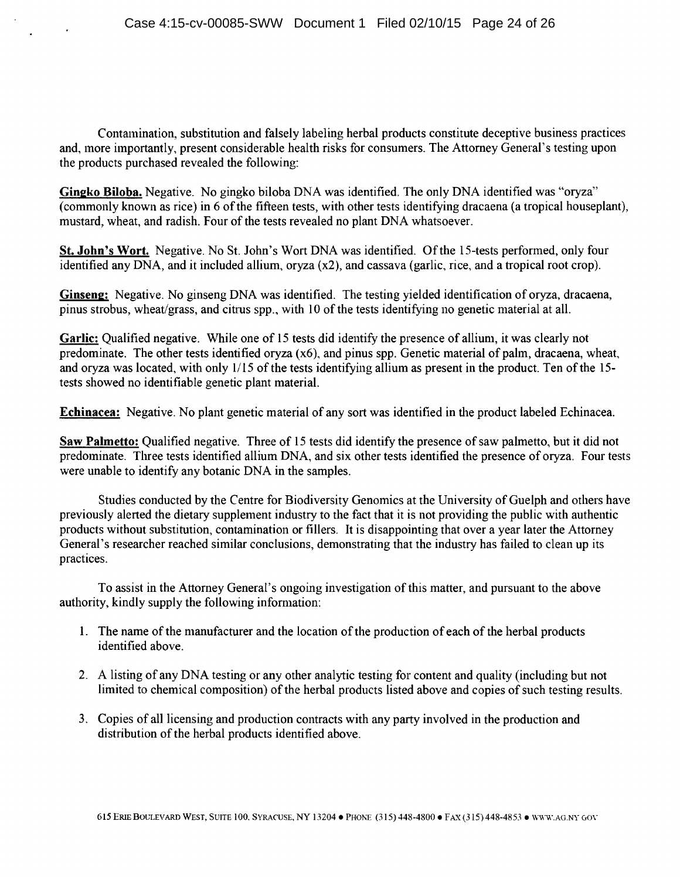Contamination, substitution and falsely labeling herbal products constitute deceptive business practices and, more importantly, present considerable health risks for consumers. The Attorney General's testing upon the products purchased revealed the following:

**Gingko Biloba.** Negative. No gingko biloba DNA was identified. The only DNA identified was "oryza" (commonly known as rice) in 6 of the fifteen tests, with other tests identifying dracaena (a tropical houseplant), mustard, wheat, and radish. Four of the tests revealed no plant DNA whatsoever.

**St. John's Wort.** Negative. No St. John's Wort DNA was identified. Of the 15-tests performed, only four identified any DNA, and it included allium, oryza (x2), and cassava (garlic, rice, and a tropical root crop).

**Ginseng:** Negative. No ginseng DNA was identified. The testing yielded identification of oryza, dracaena, pinus strobus, wheat/grass, and citrus spp., with 10 of the tests identifying no genetic material at all.

**Garlic:** Qualified negative. While one of 15 tests did identify the presence of allium, it was clearly not predominate. The other tests identified oryza (x6), and pinus spp. Genetic material of palm, dracaena, wheat, and oryza was located, with only 1/15 of the tests identifying allium as present in the product. Ten of the 15-tests showed no identifiable genetic plant material.

**Echinacea:** Negative. No plant genetic material of any sort was identified in the product labeled Echinacea.

**Saw Palmetto:** Qualified negative. Three of 15 tests did identify the presence of saw palmetto, but it did not predominate. Three tests identified allium DNA, and six other tests identified the presence of oryza. Four tests were unable to identify any botanic DNA in the samples.

Studies conducted by the Centre for Biodiversity Genomics at the University of Guelph and others have previously alerted the dietary supplement industry to the fact that it is not providing the public with authentic products without substitution, contamination or fillers. It is disappointing that over a year later the Attorney General's researcher reached similar conclusions, demonstrating that the industry has failed to clean up its practices.

To assist in the Attorney General's ongoing investigation of this matter, and pursuant to the above authority, kindly supply the following information:

1. The name of the manufacturer and the location of the production of each of the herbal products identified above.
2. A listing of any DNA testing or any other analytic testing for content and quality (including but not limited to chemical composition) of the herbal products listed above and copies of such testing results.
3. Copies of all licensing and production contracts with any party involved in the production and distribution of the herbal products identified above.

615 ERIE BOULEVARD WEST, SUITE 100, SYRACUSE, NY 13204 • PHONE (315) 448-4800 • FAX (315) 448-4853 • WWW.AG.NY.GOV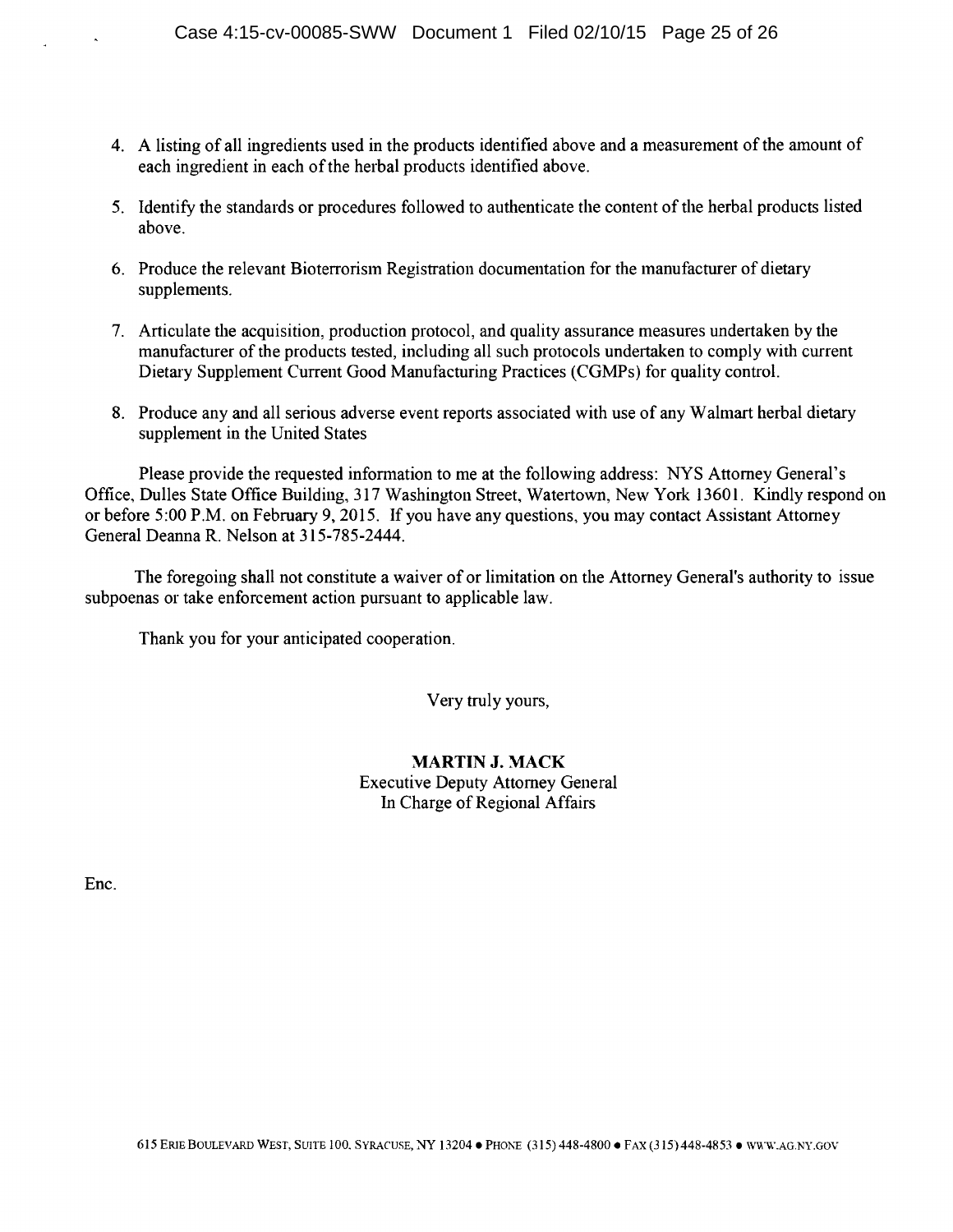4. A listing of all ingredients used in the products identified above and a measurement of the amount of each ingredient in each of the herbal products identified above.

5. Identify the standards or procedures followed to authenticate the content of the herbal products listed above.

6. Produce the relevant Bioterrorism Registration documentation for the manufacturer of dietary supplements.

7. Articulate the acquisition, production protocol, and quality assurance measures undertaken by the manufacturer of the products tested, including all such protocols undertaken to comply with current Dietary Supplement Current Good Manufacturing Practices (CGMPs) for quality control.

8. Produce any and all serious adverse event reports associated with use of any Walmart herbal dietary supplement in the United States

Please provide the requested information to me at the following address: NYS Attorney General's Office, Dulles State Office Building, 317 Washington Street, Watertown, New York 13601. Kindly respond on or before 5:00 P.M. on February 9, 2015. If you have any questions, you may contact Assistant Attorney General Deanna R. Nelson at 315-785-2444.

The foregoing shall not constitute a waiver of or limitation on the Attorney General's authority to issue subpoenas or take enforcement action pursuant to applicable law.

Thank you for your anticipated cooperation.

Very truly yours,

**MARTIN J. MACK**
Executive Deputy Attorney General
In Charge of Regional Affairs

Enc.

615 ERIE BOULEVARD WEST, SUITE 100, SYRACUSE, NY 13204 • PHONE (315) 448-4800 • FAX (315) 448-4853 • WWW.AG.NY.GOV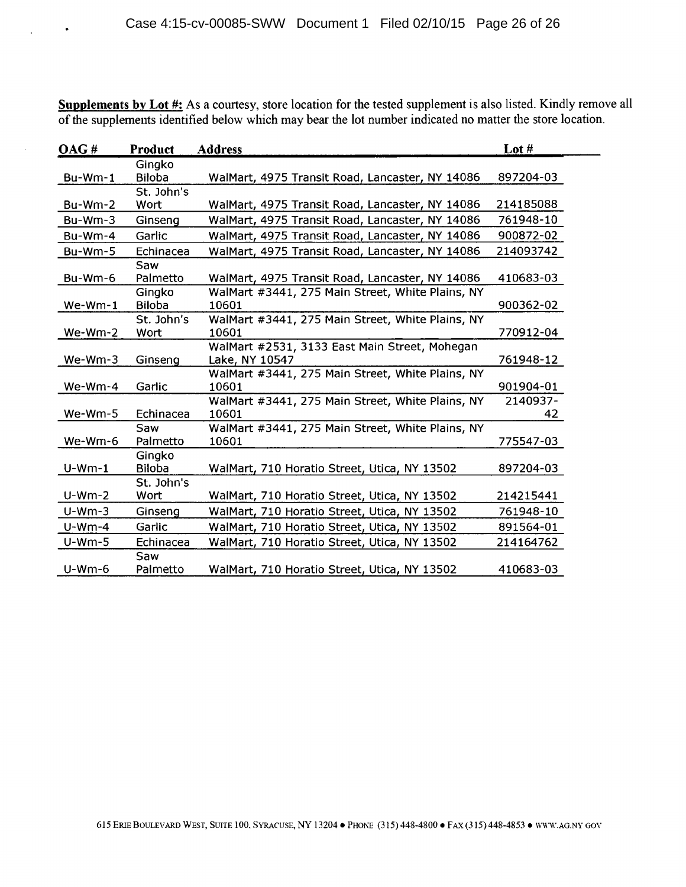**Supplements by Lot #:** As a courtesy, store location for the tested supplement is also listed. Kindly remove all of the supplements identified below which may bear the lot number indicated no matter the store location.

| OAG # | Product | Address | Lot # |
|---|---|---|---|
| Bu-Wm-1 | Gingko Biloba | WalMart, 4975 Transit Road, Lancaster, NY 14086 | 897204-03 |
| Bu-Wm-2 | St. John's Wort | WalMart, 4975 Transit Road, Lancaster, NY 14086 | 214185088 |
| Bu-Wm-3 | Ginseng | WalMart, 4975 Transit Road, Lancaster, NY 14086 | 761948-10 |
| Bu-Wm-4 | Garlic | WalMart, 4975 Transit Road, Lancaster, NY 14086 | 900872-02 |
| Bu-Wm-5 | Echinacea | WalMart, 4975 Transit Road, Lancaster, NY 14086 | 214093742 |
| Bu-Wm-6 | Saw Palmetto | WalMart, 4975 Transit Road, Lancaster, NY 14086 | 410683-03 |
| We-Wm-1 | Gingko Biloba | WalMart #3441, 275 Main Street, White Plains, NY 10601 | 900362-02 |
| We-Wm-2 | St. John's Wort | WalMart #3441, 275 Main Street, White Plains, NY 10601 | 770912-04 |
| We-Wm-3 | Ginseng | WalMart #2531, 3133 East Main Street, Mohegan Lake, NY 10547 | 761948-12 |
| We-Wm-4 | Garlic | WalMart #3441, 275 Main Street, White Plains, NY 10601 | 901904-01 |
| We-Wm-5 | Echinacea | WalMart #3441, 275 Main Street, White Plains, NY 10601 | 2140937-42 |
| We-Wm-6 | Saw Palmetto | WalMart #3441, 275 Main Street, White Plains, NY 10601 | 775547-03 |
| U-Wm-1 | Gingko Biloba | WalMart, 710 Horatio Street, Utica, NY 13502 | 897204-03 |
| U-Wm-2 | St. John's Wort | WalMart, 710 Horatio Street, Utica, NY 13502 | 214215441 |
| U-Wm-3 | Ginseng | WalMart, 710 Horatio Street, Utica, NY 13502 | 761948-10 |
| U-Wm-4 | Garlic | WalMart, 710 Horatio Street, Utica, NY 13502 | 891564-01 |
| U-Wm-5 | Echinacea | WalMart, 710 Horatio Street, Utica, NY 13502 | 214164762 |
| U-Wm-6 | Saw Palmetto | WalMart, 710 Horatio Street, Utica, NY 13502 | 410683-03 |

615 ERIE BOULEVARD WEST, SUITE 100, SYRACUSE, NY 13204 • PHONE (315) 448-4800 • FAX (315) 448-4853 • WWW.AG.NY.GOV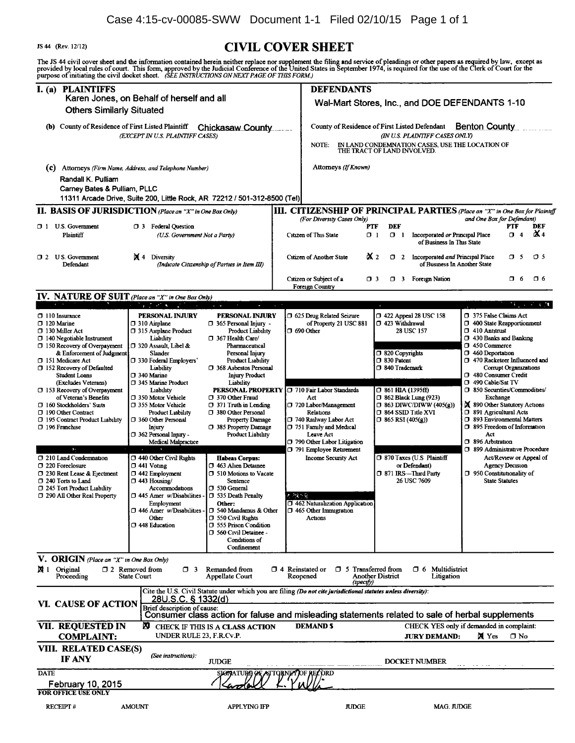JS 44 (Rev. 12/12)

# CIVIL COVER SHEET

The JS 44 civil cover sheet and the information contained herein neither replace nor supplement the filing and service of pleadings or other papers as required by law, except as provided by local rules of court. This form, approved by the Judicial Conference of the United States in September 1974, is required for the use of the Clerk of Court for the purpose of initiating the civil docket sheet. *(SEE INSTRUCTIONS ON NEXT PAGE OF THIS FORM.)*

## I. (a) PLAINTIFFS

Karen Jones, on Behalf of herself and all Others Similarly Situated

**DEFENDANTS**

Wal-Mart Stores, Inc., and DOE DEFENDANTS 1-10

(b) County of Residence of First Listed Plaintiff: Chickasaw County
*(EXCEPT IN U.S. PLAINTIFF CASES)*

County of Residence of First Listed Defendant: Benton County
*(IN U.S. PLAINTIFF CASES ONLY)*

NOTE: IN LAND CONDEMNATION CASES, USE THE LOCATION OF THE TRACT OF LAND INVOLVED.

(c) Attorneys *(Firm Name, Address, and Telephone Number)*

Randall K. Pulliam
Carney Bates & Pulliam, PLLC
11311 Arcade Drive, Suite 200, Little Rock, AR 72212 / 501-312-8500 (Tel)

Attorneys *(If Known)*

## II. BASIS OF JURISDICTION *(Place an "X" in One Box Only)*

- ☐ 1 U.S. Government Plaintiff
- ☐ 3 Federal Question (U.S. Government Not a Party)
- ☐ 2 U.S. Government Defendant
- ☒ 4 Diversity (Indicate Citizenship of Parties in Item III)

## III. CITIZENSHIP OF PRINCIPAL PARTIES *(Place an "X" in One Box for Plaintiff and One Box for Defendant)*

*(For Diversity Cases Only)*

| | PTF | DEF | | PTF | DEF |
|---|---|---|---|---|---|
| Citizen of This State | ☐ 1 | ☐ 1 | Incorporated *or* Principal Place of Business In This State | ☐ 4 | ☒ 4 |
| Citizen of Another State | ☒ 2 | ☐ 2 | Incorporated *and* Principal Place of Business In Another State | ☐ 5 | ☐ 5 |
| Citizen or Subject of a Foreign Country | ☐ 3 | ☐ 3 | Foreign Nation | ☐ 6 | ☐ 6 |

## IV. NATURE OF SUIT *(Place an "X" in One Box Only)*

- ☐ 110 Insurance
- ☐ 120 Marine
- ☐ 130 Miller Act
- ☐ 140 Negotiable Instrument
- ☐ 150 Recovery of Overpayment & Enforcement of Judgment
- ☐ 151 Medicare Act
- ☐ 152 Recovery of Defaulted Student Loans (Excludes Veterans)
- ☐ 153 Recovery of Overpayment of Veteran's Benefits
- ☐ 160 Stockholders' Suits
- ☐ 190 Other Contract
- ☐ 195 Contract Product Liability
- ☐ 196 Franchise
- ☐ 210 Land Condemnation
- ☐ 220 Foreclosure
- ☐ 230 Rent Lease & Ejectment
- ☐ 240 Torts to Land
- ☐ 245 Tort Product Liability
- ☐ 290 All Other Real Property

**PERSONAL INJURY**
- ☐ 310 Airplane
- ☐ 315 Airplane Product Liability
- ☐ 320 Assault, Libel & Slander
- ☐ 330 Federal Employers' Liability
- ☐ 340 Marine
- ☐ 345 Marine Product Liability
- ☐ 350 Motor Vehicle
- ☐ 355 Motor Vehicle Product Liability
- ☐ 360 Other Personal Injury
- ☐ 362 Personal Injury - Medical Malpractice
- ☐ 440 Other Civil Rights
- ☐ 441 Voting
- ☐ 442 Employment
- ☐ 443 Housing/ Accommodations
- ☐ 445 Amer. w/Disabilities - Employment
- ☐ 446 Amer. w/Disabilities - Other
- ☐ 448 Education

**PERSONAL INJURY**
- ☐ 365 Personal Injury - Product Liability
- ☐ 367 Health Care/ Pharmaceutical Personal Injury Product Liability
- ☐ 368 Asbestos Personal Injury Product Liability

**PERSONAL PROPERTY**
- ☐ 370 Other Fraud
- ☐ 371 Truth in Lending
- ☐ 380 Other Personal Property Damage
- ☐ 385 Property Damage Product Liability

**Habeas Corpus:**
- ☐ 463 Alien Detainee
- ☐ 510 Motions to Vacate Sentence
- ☐ 530 General
- ☐ 535 Death Penalty

**Other:**
- ☐ 540 Mandamus & Other
- ☐ 550 Civil Rights
- ☐ 555 Prison Condition
- ☐ 560 Civil Detainee - Conditions of Confinement

- ☐ 625 Drug Related Seizure of Property 21 USC 881
- ☐ 690 Other
- ☐ 710 Fair Labor Standards Act
- ☐ 720 Labor/Management Relations
- ☐ 740 Railway Labor Act
- ☐ 751 Family and Medical Leave Act
- ☐ 790 Other Labor Litigation
- ☐ 791 Employee Retirement Income Security Act
- ☐ 462 Naturalization Application
- ☐ 465 Other Immigration Actions

- ☐ 422 Appeal 28 USC 158
- ☐ 423 Withdrawal 28 USC 157
- ☐ 820 Copyrights
- ☐ 830 Patent
- ☐ 840 Trademark
- ☐ 861 HIA (1395ff)
- ☐ 862 Black Lung (923)
- ☐ 863 DIWC/DIWW (405(g))
- ☐ 864 SSID Title XVI
- ☐ 865 RSI (405(g))
- ☐ 870 Taxes (U.S. Plaintiff or Defendant)
- ☐ 871 IRS—Third Party 26 USC 7609

- ☐ 375 False Claims Act
- ☐ 400 State Reapportionment
- ☐ 410 Antitrust
- ☐ 430 Banks and Banking
- ☐ 450 Commerce
- ☐ 460 Deportation
- ☐ 470 Racketeer Influenced and Corrupt Organizations
- ☐ 480 Consumer Credit
- ☐ 490 Cable/Sat TV
- ☐ 850 Securities/Commodities/ Exchange
- ☒ 890 Other Statutory Actions
- ☐ 891 Agricultural Acts
- ☐ 893 Environmental Matters
- ☐ 895 Freedom of Information Act
- ☐ 896 Arbitration
- ☐ 899 Administrative Procedure Act/Review or Appeal of Agency Decision
- ☐ 950 Constitutionality of State Statutes

## V. ORIGIN *(Place an "X" in One Box Only)*

- ☒ 1 Original Proceeding
- ☐ 2 Removed from State Court
- ☐ 3 Remanded from Appellate Court
- ☐ 4 Reinstated or Reopened
- ☐ 5 Transferred from Another District *(specify)*
- ☐ 6 Multidistrict Litigation

## VI. CAUSE OF ACTION

Cite the U.S. Civil Statute under which you are filing *(Do not cite jurisdictional statutes unless diversity)*: 28U.S.C. § 1332(d)

Brief description of cause: Consumer class action for faluse and misleading statements related to sale of herbal supplements

## VII. REQUESTED IN COMPLAINT:

☒ CHECK IF THIS IS A CLASS ACTION UNDER RULE 23, F.R.Cv.P.

DEMAND $

CHECK YES only if demanded in complaint: JURY DEMAND: ☒ Yes ☐ No

## VIII. RELATED CASE(S) IF ANY

*(See instructions):* JUDGE DOCKET NUMBER

DATE: February 10, 2015

SIGNATURE OF ATTORNEY OF RECORD: [signature]

**FOR OFFICE USE ONLY**

RECEIPT # AMOUNT APPLYING IFP JUDGE MAG. JUDGE